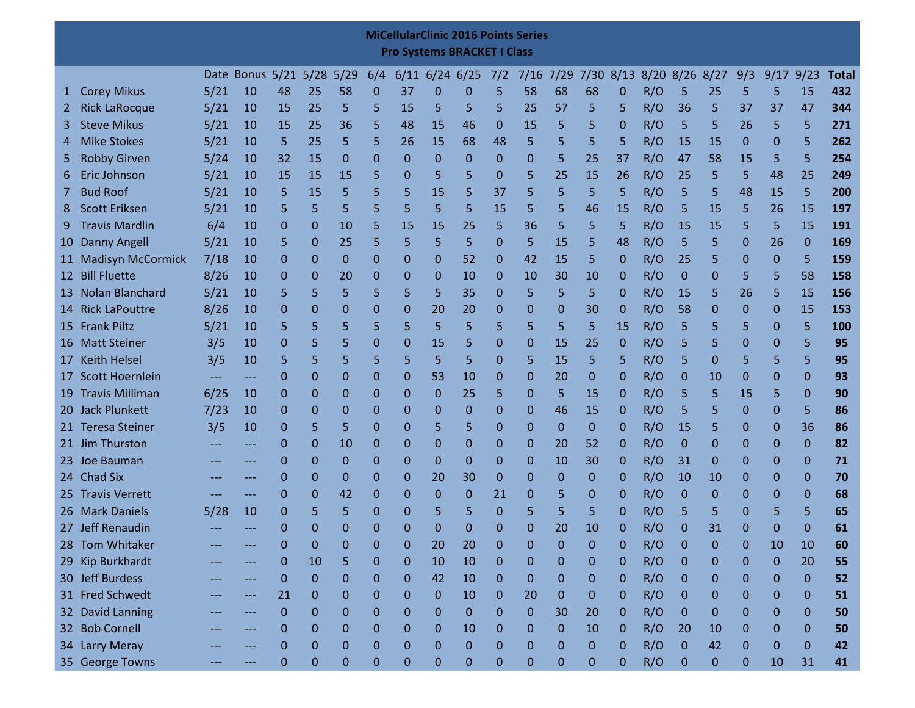# MiCellularClinic 2016 Points Series
## Pro Systems BRACKET I Class

| | | Date | Bonus | 5/21 | 5/28 | 5/29 | 6/4 | 6/11 | 6/24 | 6/25 | 7/2 | 7/16 | 7/29 | 7/30 | 8/13 | 8/20 | 8/26 | 8/27 | 9/3 | 9/17 | 9/23 | Total |
|---|---|---|---|---|---|---|---|---|---|---|---|---|---|---|---|---|---|---|---|---|---|---|
| 1 | Corey Mikus | 5/21 | 10 | 48 | 25 | 58 | 0 | 37 | 0 | 0 | 5 | 58 | 68 | 68 | 0 | R/O | 5 | 25 | 5 | 5 | 15 | **432** |
| 2 | Rick LaRocque | 5/21 | 10 | 15 | 25 | 5 | 5 | 15 | 5 | 5 | 5 | 25 | 57 | 5 | 5 | R/O | 36 | 5 | 37 | 37 | 47 | **344** |
| 3 | Steve Mikus | 5/21 | 10 | 15 | 25 | 36 | 5 | 48 | 15 | 46 | 0 | 15 | 5 | 5 | 0 | R/O | 5 | 5 | 26 | 5 | 5 | **271** |
| 4 | Mike Stokes | 5/21 | 10 | 5 | 25 | 5 | 5 | 26 | 15 | 68 | 48 | 5 | 5 | 5 | 5 | R/O | 15 | 15 | 0 | 0 | 5 | **262** |
| 5 | Robby Girven | 5/24 | 10 | 32 | 15 | 0 | 0 | 0 | 0 | 0 | 0 | 0 | 5 | 25 | 37 | R/O | 47 | 58 | 15 | 5 | 5 | **254** |
| 6 | Eric Johnson | 5/21 | 10 | 15 | 15 | 15 | 5 | 0 | 5 | 5 | 0 | 5 | 25 | 15 | 26 | R/O | 25 | 5 | 5 | 48 | 25 | **249** |
| 7 | Bud Roof | 5/21 | 10 | 5 | 15 | 5 | 5 | 5 | 15 | 5 | 37 | 5 | 5 | 5 | 5 | R/O | 5 | 5 | 48 | 15 | 5 | **200** |
| 8 | Scott Eriksen | 5/21 | 10 | 5 | 5 | 5 | 5 | 5 | 5 | 5 | 15 | 5 | 5 | 46 | 15 | R/O | 5 | 15 | 5 | 26 | 15 | **197** |
| 9 | Travis Mardlin | 6/4 | 10 | 0 | 0 | 10 | 5 | 15 | 15 | 25 | 5 | 36 | 5 | 5 | 5 | R/O | 15 | 15 | 5 | 5 | 15 | **191** |
| 10 | Danny Angell | 5/21 | 10 | 5 | 0 | 25 | 5 | 5 | 5 | 5 | 0 | 5 | 15 | 5 | 48 | R/O | 5 | 5 | 0 | 26 | 0 | **169** |
| 11 | Madisyn McCormick | 7/18 | 10 | 0 | 0 | 0 | 0 | 0 | 0 | 52 | 0 | 42 | 15 | 5 | 0 | R/O | 25 | 5 | 0 | 0 | 5 | **159** |
| 12 | Bill Fluette | 8/26 | 10 | 0 | 0 | 20 | 0 | 0 | 0 | 10 | 0 | 10 | 30 | 10 | 0 | R/O | 0 | 0 | 5 | 5 | 58 | **158** |
| 13 | Nolan Blanchard | 5/21 | 10 | 5 | 5 | 5 | 5 | 5 | 5 | 35 | 0 | 5 | 5 | 5 | 0 | R/O | 15 | 5 | 26 | 5 | 15 | **156** |
| 14 | Rick LaPouttre | 8/26 | 10 | 0 | 0 | 0 | 0 | 0 | 20 | 20 | 0 | 0 | 0 | 30 | 0 | R/O | 58 | 0 | 0 | 0 | 15 | **153** |
| 15 | Frank Piltz | 5/21 | 10 | 5 | 5 | 5 | 5 | 5 | 5 | 5 | 5 | 5 | 5 | 5 | 15 | R/O | 5 | 5 | 5 | 0 | 5 | **100** |
| 16 | Matt Steiner | 3/5 | 10 | 0 | 5 | 5 | 0 | 0 | 15 | 5 | 0 | 0 | 15 | 25 | 0 | R/O | 5 | 5 | 0 | 0 | 5 | **95** |
| 17 | Keith Helsel | 3/5 | 10 | 5 | 5 | 5 | 5 | 5 | 5 | 5 | 0 | 5 | 15 | 5 | 5 | R/O | 5 | 0 | 5 | 5 | 5 | **95** |
| 17 | Scott Hoernlein | --- | --- | 0 | 0 | 0 | 0 | 0 | 53 | 10 | 0 | 0 | 20 | 0 | 0 | R/O | 0 | 10 | 0 | 0 | 0 | **93** |
| 19 | Travis Milliman | 6/25 | 10 | 0 | 0 | 0 | 0 | 0 | 0 | 25 | 5 | 0 | 5 | 15 | 0 | R/O | 5 | 5 | 15 | 5 | 0 | **90** |
| 20 | Jack Plunkett | 7/23 | 10 | 0 | 0 | 0 | 0 | 0 | 0 | 0 | 0 | 0 | 46 | 15 | 0 | R/O | 5 | 5 | 0 | 0 | 5 | **86** |
| 21 | Teresa Steiner | 3/5 | 10 | 0 | 5 | 5 | 0 | 0 | 5 | 5 | 0 | 0 | 0 | 0 | 0 | R/O | 15 | 5 | 0 | 0 | 36 | **86** |
| 21 | Jim Thurston | --- | --- | 0 | 0 | 10 | 0 | 0 | 0 | 0 | 0 | 0 | 20 | 52 | 0 | R/O | 0 | 0 | 0 | 0 | 0 | **82** |
| 23 | Joe Bauman | --- | --- | 0 | 0 | 0 | 0 | 0 | 0 | 0 | 0 | 0 | 10 | 30 | 0 | R/O | 31 | 0 | 0 | 0 | 0 | **71** |
| 24 | Chad Six | --- | --- | 0 | 0 | 0 | 0 | 0 | 20 | 30 | 0 | 0 | 0 | 0 | 0 | R/O | 10 | 10 | 0 | 0 | 0 | **70** |
| 25 | Travis Verrett | --- | --- | 0 | 0 | 42 | 0 | 0 | 0 | 0 | 21 | 0 | 5 | 0 | 0 | R/O | 0 | 0 | 0 | 0 | 0 | **68** |
| 26 | Mark Daniels | 5/28 | 10 | 0 | 5 | 5 | 0 | 0 | 5 | 5 | 0 | 5 | 5 | 5 | 0 | R/O | 5 | 5 | 0 | 5 | 5 | **65** |
| 27 | Jeff Renaudin | --- | --- | 0 | 0 | 0 | 0 | 0 | 0 | 0 | 0 | 0 | 20 | 10 | 0 | R/O | 0 | 31 | 0 | 0 | 0 | **61** |
| 28 | Tom Whitaker | --- | --- | 0 | 0 | 0 | 0 | 0 | 20 | 20 | 0 | 0 | 0 | 0 | 0 | R/O | 0 | 0 | 0 | 10 | 10 | **60** |
| 29 | Kip Burkhardt | --- | --- | 0 | 10 | 5 | 0 | 0 | 10 | 10 | 0 | 0 | 0 | 0 | 0 | R/O | 0 | 0 | 0 | 0 | 20 | **55** |
| 30 | Jeff Burdess | --- | --- | 0 | 0 | 0 | 0 | 0 | 42 | 10 | 0 | 0 | 0 | 0 | 0 | R/O | 0 | 0 | 0 | 0 | 0 | **52** |
| 31 | Fred Schwedt | --- | --- | 21 | 0 | 0 | 0 | 0 | 0 | 10 | 0 | 20 | 0 | 0 | 0 | R/O | 0 | 0 | 0 | 0 | 0 | **51** |
| 32 | David Lanning | --- | --- | 0 | 0 | 0 | 0 | 0 | 0 | 0 | 0 | 0 | 30 | 20 | 0 | R/O | 0 | 0 | 0 | 0 | 0 | **50** |
| 32 | Bob Cornell | --- | --- | 0 | 0 | 0 | 0 | 0 | 0 | 10 | 0 | 0 | 0 | 10 | 0 | R/O | 20 | 10 | 0 | 0 | 0 | **50** |
| 34 | Larry Meray | --- | --- | 0 | 0 | 0 | 0 | 0 | 0 | 0 | 0 | 0 | 0 | 0 | 0 | R/O | 0 | 42 | 0 | 0 | 0 | **42** |
| 35 | George Towns | --- | --- | 0 | 0 | 0 | 0 | 0 | 0 | 0 | 0 | 0 | 0 | 0 | 0 | R/O | 0 | 0 | 0 | 10 | 31 | **41** |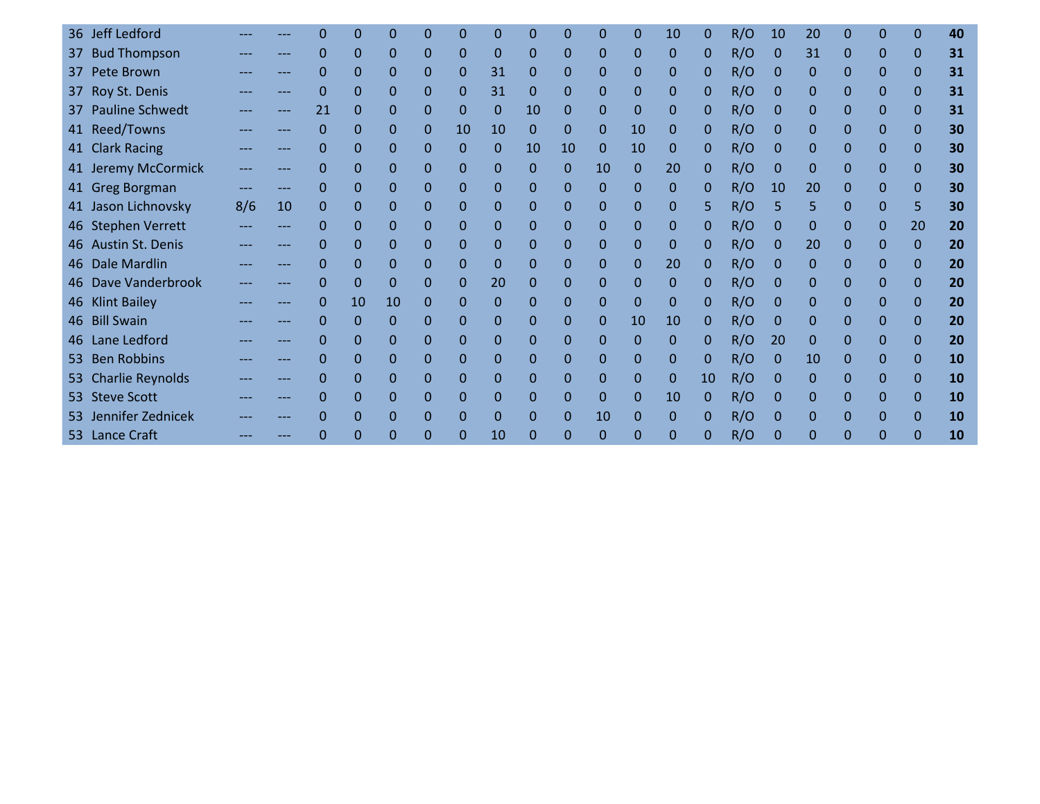| | | | | | | | | | | | | | | | | | | | | | | |
|---|---|---|---|---|---|---|---|---|---|---|---|---|---|---|---|---|---|---|---|---|---|---|
| 36 | Jeff Ledford | --- | --- | 0 | 0 | 0 | 0 | 0 | 0 | 0 | 0 | 0 | 0 | 10 | 0 | R/O | 10 | 20 | 0 | 0 | 0 | **40** |
| 37 | Bud Thompson | --- | --- | 0 | 0 | 0 | 0 | 0 | 0 | 0 | 0 | 0 | 0 | 0 | 0 | R/O | 0 | 31 | 0 | 0 | 0 | **31** |
| 37 | Pete Brown | --- | --- | 0 | 0 | 0 | 0 | 0 | 31 | 0 | 0 | 0 | 0 | 0 | 0 | R/O | 0 | 0 | 0 | 0 | 0 | **31** |
| 37 | Roy St. Denis | --- | --- | 0 | 0 | 0 | 0 | 0 | 31 | 0 | 0 | 0 | 0 | 0 | 0 | R/O | 0 | 0 | 0 | 0 | 0 | **31** |
| 37 | Pauline Schwedt | --- | --- | 21 | 0 | 0 | 0 | 0 | 0 | 10 | 0 | 0 | 0 | 0 | 0 | R/O | 0 | 0 | 0 | 0 | 0 | **31** |
| 41 | Reed/Towns | --- | --- | 0 | 0 | 0 | 0 | 10 | 10 | 0 | 0 | 0 | 10 | 0 | 0 | R/O | 0 | 0 | 0 | 0 | 0 | **30** |
| 41 | Clark Racing | --- | --- | 0 | 0 | 0 | 0 | 0 | 0 | 10 | 10 | 0 | 10 | 0 | 0 | R/O | 0 | 0 | 0 | 0 | 0 | **30** |
| 41 | Jeremy McCormick | --- | --- | 0 | 0 | 0 | 0 | 0 | 0 | 0 | 0 | 10 | 0 | 20 | 0 | R/O | 0 | 0 | 0 | 0 | 0 | **30** |
| 41 | Greg Borgman | --- | --- | 0 | 0 | 0 | 0 | 0 | 0 | 0 | 0 | 0 | 0 | 0 | 0 | R/O | 10 | 20 | 0 | 0 | 0 | **30** |
| 41 | Jason Lichnovsky | 8/6 | 10 | 0 | 0 | 0 | 0 | 0 | 0 | 0 | 0 | 0 | 0 | 0 | 5 | R/O | 5 | 5 | 0 | 0 | 5 | **30** |
| 46 | Stephen Verrett | --- | --- | 0 | 0 | 0 | 0 | 0 | 0 | 0 | 0 | 0 | 0 | 0 | 0 | R/O | 0 | 0 | 0 | 0 | 20 | **20** |
| 46 | Austin St. Denis | --- | --- | 0 | 0 | 0 | 0 | 0 | 0 | 0 | 0 | 0 | 0 | 0 | 0 | R/O | 0 | 20 | 0 | 0 | 0 | **20** |
| 46 | Dale Mardlin | --- | --- | 0 | 0 | 0 | 0 | 0 | 0 | 0 | 0 | 0 | 0 | 20 | 0 | R/O | 0 | 0 | 0 | 0 | 0 | **20** |
| 46 | Dave Vanderbrook | --- | --- | 0 | 0 | 0 | 0 | 0 | 20 | 0 | 0 | 0 | 0 | 0 | 0 | R/O | 0 | 0 | 0 | 0 | 0 | **20** |
| 46 | Klint Bailey | --- | --- | 0 | 10 | 10 | 0 | 0 | 0 | 0 | 0 | 0 | 0 | 0 | 0 | R/O | 0 | 0 | 0 | 0 | 0 | **20** |
| 46 | Bill Swain | --- | --- | 0 | 0 | 0 | 0 | 0 | 0 | 0 | 0 | 0 | 10 | 10 | 0 | R/O | 0 | 0 | 0 | 0 | 0 | **20** |
| 46 | Lane Ledford | --- | --- | 0 | 0 | 0 | 0 | 0 | 0 | 0 | 0 | 0 | 0 | 0 | 0 | R/O | 20 | 0 | 0 | 0 | 0 | **20** |
| 53 | Ben Robbins | --- | --- | 0 | 0 | 0 | 0 | 0 | 0 | 0 | 0 | 0 | 0 | 0 | 0 | R/O | 0 | 10 | 0 | 0 | 0 | **10** |
| 53 | Charlie Reynolds | --- | --- | 0 | 0 | 0 | 0 | 0 | 0 | 0 | 0 | 0 | 0 | 0 | 10 | R/O | 0 | 0 | 0 | 0 | 0 | **10** |
| 53 | Steve Scott | --- | --- | 0 | 0 | 0 | 0 | 0 | 0 | 0 | 0 | 0 | 0 | 10 | 0 | R/O | 0 | 0 | 0 | 0 | 0 | **10** |
| 53 | Jennifer Zednicek | --- | --- | 0 | 0 | 0 | 0 | 0 | 0 | 0 | 0 | 10 | 0 | 0 | 0 | R/O | 0 | 0 | 0 | 0 | 0 | **10** |
| 53 | Lance Craft | --- | --- | 0 | 0 | 0 | 0 | 0 | 10 | 0 | 0 | 0 | 0 | 0 | 0 | R/O | 0 | 0 | 0 | 0 | 0 | **10** |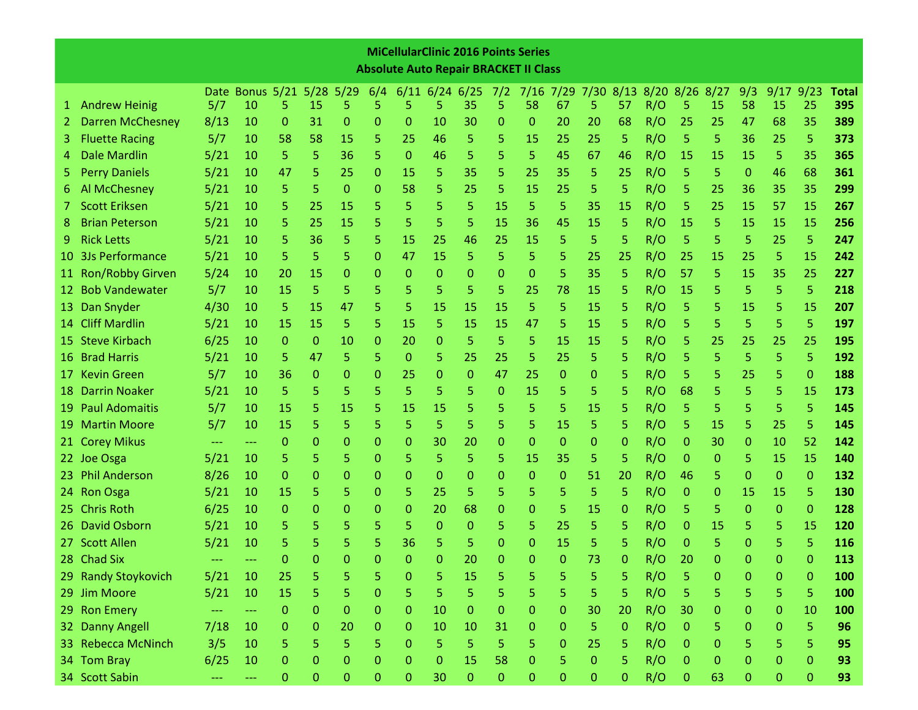## MiCellularClinic 2016 Points Series
### Absolute Auto Repair BRACKET II Class

| | | Date | Bonus | 5/21 | 5/28 | 5/29 | 6/4 | 6/11 | 6/24 | 6/25 | 7/2 | 7/16 | 7/29 | 7/30 | 8/13 | 8/20 | 8/26 | 8/27 | 9/3 | 9/17 | 9/23 | Total |
|---|---|---|---|---|---|---|---|---|---|---|---|---|---|---|---|---|---|---|---|---|---|---|
| 1 | Andrew Heinig | 5/7 | 10 | 5 | 15 | 5 | 5 | 5 | 5 | 35 | 5 | 58 | 67 | 5 | 57 | R/O | 5 | 15 | 58 | 15 | 25 | **395** |
| 2 | Darren McChesney | 8/13 | 10 | 0 | 31 | 0 | 0 | 0 | 10 | 30 | 0 | 0 | 20 | 20 | 68 | R/O | 25 | 25 | 47 | 68 | 35 | **389** |
| 3 | Fluette Racing | 5/7 | 10 | 58 | 58 | 15 | 5 | 25 | 46 | 5 | 5 | 15 | 25 | 25 | 5 | R/O | 5 | 5 | 36 | 25 | 5 | **373** |
| 4 | Dale Mardlin | 5/21 | 10 | 5 | 5 | 36 | 5 | 0 | 46 | 5 | 5 | 5 | 45 | 67 | 46 | R/O | 15 | 15 | 15 | 5 | 35 | **365** |
| 5 | Perry Daniels | 5/21 | 10 | 47 | 5 | 25 | 0 | 15 | 5 | 35 | 5 | 25 | 35 | 5 | 25 | R/O | 5 | 5 | 0 | 46 | 68 | **361** |
| 6 | Al McChesney | 5/21 | 10 | 5 | 5 | 0 | 0 | 58 | 5 | 25 | 5 | 15 | 25 | 5 | 5 | R/O | 5 | 25 | 36 | 35 | 35 | **299** |
| 7 | Scott Eriksen | 5/21 | 10 | 5 | 25 | 15 | 5 | 5 | 5 | 5 | 15 | 5 | 5 | 35 | 15 | R/O | 5 | 25 | 15 | 57 | 15 | **267** |
| 8 | Brian Peterson | 5/21 | 10 | 5 | 25 | 15 | 5 | 5 | 5 | 5 | 15 | 36 | 45 | 15 | 5 | R/O | 15 | 5 | 15 | 15 | 15 | **256** |
| 9 | Rick Letts | 5/21 | 10 | 5 | 36 | 5 | 5 | 15 | 25 | 46 | 25 | 15 | 5 | 5 | 5 | R/O | 5 | 5 | 5 | 25 | 5 | **247** |
| 10 | 3Js Performance | 5/21 | 10 | 5 | 5 | 5 | 0 | 47 | 15 | 5 | 5 | 5 | 5 | 25 | 25 | R/O | 25 | 15 | 25 | 5 | 15 | **242** |
| 11 | Ron/Robby Girven | 5/24 | 10 | 20 | 15 | 0 | 0 | 0 | 0 | 0 | 0 | 0 | 5 | 35 | 5 | R/O | 57 | 5 | 15 | 35 | 25 | **227** |
| 12 | Bob Vandewater | 5/7 | 10 | 15 | 5 | 5 | 5 | 5 | 5 | 5 | 5 | 25 | 78 | 15 | 5 | R/O | 15 | 5 | 5 | 5 | 5 | **218** |
| 13 | Dan Snyder | 4/30 | 10 | 5 | 15 | 47 | 5 | 5 | 15 | 15 | 15 | 5 | 5 | 15 | 5 | R/O | 5 | 5 | 15 | 5 | 15 | **207** |
| 14 | Cliff Mardlin | 5/21 | 10 | 15 | 15 | 5 | 5 | 15 | 5 | 15 | 15 | 47 | 5 | 15 | 5 | R/O | 5 | 5 | 5 | 5 | 5 | **197** |
| 15 | Steve Kirbach | 6/25 | 10 | 0 | 0 | 10 | 0 | 20 | 0 | 5 | 5 | 5 | 15 | 15 | 5 | R/O | 5 | 25 | 25 | 25 | 25 | **195** |
| 16 | Brad Harris | 5/21 | 10 | 5 | 47 | 5 | 5 | 0 | 5 | 25 | 25 | 5 | 25 | 5 | 5 | R/O | 5 | 5 | 5 | 5 | 5 | **192** |
| 17 | Kevin Green | 5/7 | 10 | 36 | 0 | 0 | 0 | 25 | 0 | 0 | 47 | 25 | 0 | 0 | 5 | R/O | 5 | 5 | 25 | 5 | 0 | **188** |
| 18 | Darrin Noaker | 5/21 | 10 | 5 | 5 | 5 | 5 | 5 | 5 | 5 | 0 | 15 | 5 | 5 | 5 | R/O | 68 | 5 | 5 | 5 | 15 | **173** |
| 19 | Paul Adomaitis | 5/7 | 10 | 15 | 5 | 15 | 5 | 15 | 15 | 5 | 5 | 5 | 5 | 15 | 5 | R/O | 5 | 5 | 5 | 5 | 5 | **145** |
| 19 | Martin Moore | 5/7 | 10 | 15 | 5 | 5 | 5 | 5 | 5 | 5 | 5 | 5 | 15 | 5 | 5 | R/O | 5 | 15 | 5 | 25 | 5 | **145** |
| 21 | Corey Mikus | --- | --- | 0 | 0 | 0 | 0 | 0 | 30 | 20 | 0 | 0 | 0 | 0 | 0 | R/O | 0 | 30 | 0 | 10 | 52 | **142** |
| 22 | Joe Osga | 5/21 | 10 | 5 | 5 | 5 | 0 | 5 | 5 | 5 | 5 | 15 | 35 | 5 | 5 | R/O | 0 | 0 | 5 | 15 | 15 | **140** |
| 23 | Phil Anderson | 8/26 | 10 | 0 | 0 | 0 | 0 | 0 | 0 | 0 | 0 | 0 | 0 | 51 | 20 | R/O | 46 | 5 | 0 | 0 | 0 | **132** |
| 24 | Ron Osga | 5/21 | 10 | 15 | 5 | 5 | 0 | 5 | 25 | 5 | 5 | 5 | 5 | 5 | 5 | R/O | 0 | 0 | 15 | 15 | 5 | **130** |
| 25 | Chris Roth | 6/25 | 10 | 0 | 0 | 0 | 0 | 0 | 20 | 68 | 0 | 0 | 5 | 15 | 0 | R/O | 5 | 5 | 0 | 0 | 0 | **128** |
| 26 | David Osborn | 5/21 | 10 | 5 | 5 | 5 | 5 | 5 | 0 | 0 | 5 | 5 | 25 | 5 | 5 | R/O | 0 | 15 | 5 | 5 | 15 | **120** |
| 27 | Scott Allen | 5/21 | 10 | 5 | 5 | 5 | 5 | 36 | 5 | 5 | 0 | 0 | 15 | 5 | 5 | R/O | 0 | 5 | 0 | 5 | 5 | **116** |
| 28 | Chad Six | --- | --- | 0 | 0 | 0 | 0 | 0 | 0 | 20 | 0 | 0 | 0 | 73 | 0 | R/O | 20 | 0 | 0 | 0 | 0 | **113** |
| 29 | Randy Stoykovich | 5/21 | 10 | 25 | 5 | 5 | 5 | 0 | 5 | 15 | 5 | 5 | 5 | 5 | 5 | R/O | 5 | 0 | 0 | 0 | 0 | **100** |
| 29 | Jim Moore | 5/21 | 10 | 15 | 5 | 5 | 0 | 5 | 5 | 5 | 5 | 5 | 5 | 5 | 5 | R/O | 5 | 5 | 5 | 5 | 5 | **100** |
| 29 | Ron Emery | --- | --- | 0 | 0 | 0 | 0 | 0 | 10 | 0 | 0 | 0 | 0 | 30 | 20 | R/O | 30 | 0 | 0 | 0 | 10 | **100** |
| 32 | Danny Angell | 7/18 | 10 | 0 | 0 | 20 | 0 | 0 | 10 | 10 | 31 | 0 | 0 | 5 | 0 | R/O | 0 | 5 | 0 | 0 | 5 | **96** |
| 33 | Rebecca McNinch | 3/5 | 10 | 5 | 5 | 5 | 5 | 0 | 5 | 5 | 5 | 5 | 0 | 25 | 5 | R/O | 0 | 0 | 5 | 5 | 5 | **95** |
| 34 | Tom Bray | 6/25 | 10 | 0 | 0 | 0 | 0 | 0 | 0 | 15 | 58 | 0 | 5 | 0 | 5 | R/O | 0 | 0 | 0 | 0 | 0 | **93** |
| 34 | Scott Sabin | --- | --- | 0 | 0 | 0 | 0 | 0 | 30 | 0 | 0 | 0 | 0 | 0 | 0 | R/O | 0 | 63 | 0 | 0 | 0 | **93** |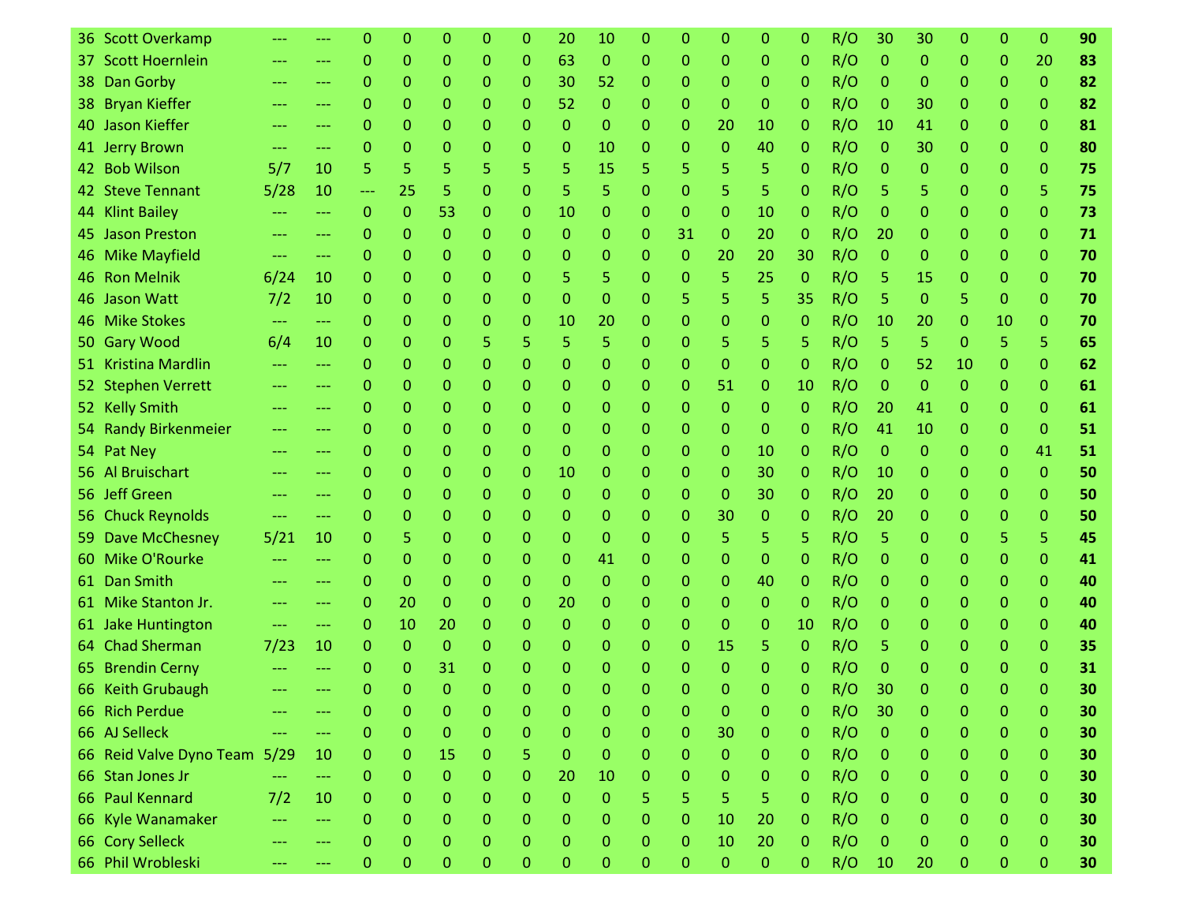| | | | | | | | | | | | | | | | | | | | | | | |
|---|---|---|---|---|---|---|---|---|---|---|---|---|---|---|---|---|---|---|---|---|---|---|
| 36 | Scott Overkamp | --- | --- | 0 | 0 | 0 | 0 | 0 | 20 | 10 | 0 | 0 | 0 | 0 | 0 | R/O | 30 | 30 | 0 | 0 | 0 | **90** |
| 37 | Scott Hoernlein | --- | --- | 0 | 0 | 0 | 0 | 0 | 63 | 0 | 0 | 0 | 0 | 0 | 0 | R/O | 0 | 0 | 0 | 0 | 20 | **83** |
| 38 | Dan Gorby | --- | --- | 0 | 0 | 0 | 0 | 0 | 30 | 52 | 0 | 0 | 0 | 0 | 0 | R/O | 0 | 0 | 0 | 0 | 0 | **82** |
| 38 | Bryan Kieffer | --- | --- | 0 | 0 | 0 | 0 | 0 | 52 | 0 | 0 | 0 | 0 | 0 | 0 | R/O | 0 | 30 | 0 | 0 | 0 | **82** |
| 40 | Jason Kieffer | --- | --- | 0 | 0 | 0 | 0 | 0 | 0 | 0 | 0 | 0 | 20 | 10 | 0 | R/O | 10 | 41 | 0 | 0 | 0 | **81** |
| 41 | Jerry Brown | --- | --- | 0 | 0 | 0 | 0 | 0 | 0 | 10 | 0 | 0 | 0 | 40 | 0 | R/O | 0 | 30 | 0 | 0 | 0 | **80** |
| 42 | Bob Wilson | 5/7 | 10 | 5 | 5 | 5 | 5 | 5 | 5 | 15 | 5 | 5 | 5 | 5 | 0 | R/O | 0 | 0 | 0 | 0 | 0 | **75** |
| 42 | Steve Tennant | 5/28 | 10 | --- | 25 | 5 | 0 | 0 | 5 | 5 | 0 | 0 | 5 | 5 | 0 | R/O | 5 | 5 | 0 | 0 | 5 | **75** |
| 44 | Klint Bailey | --- | --- | 0 | 0 | 53 | 0 | 0 | 10 | 0 | 0 | 0 | 0 | 10 | 0 | R/O | 0 | 0 | 0 | 0 | 0 | **73** |
| 45 | Jason Preston | --- | --- | 0 | 0 | 0 | 0 | 0 | 0 | 0 | 0 | 31 | 0 | 20 | 0 | R/O | 20 | 0 | 0 | 0 | 0 | **71** |
| 46 | Mike Mayfield | --- | --- | 0 | 0 | 0 | 0 | 0 | 0 | 0 | 0 | 0 | 20 | 20 | 30 | R/O | 0 | 0 | 0 | 0 | 0 | **70** |
| 46 | Ron Melnik | 6/24 | 10 | 0 | 0 | 0 | 0 | 0 | 5 | 5 | 0 | 0 | 5 | 25 | 0 | R/O | 5 | 15 | 0 | 0 | 0 | **70** |
| 46 | Jason Watt | 7/2 | 10 | 0 | 0 | 0 | 0 | 0 | 0 | 0 | 0 | 5 | 5 | 5 | 35 | R/O | 5 | 0 | 5 | 0 | 0 | **70** |
| 46 | Mike Stokes | --- | --- | 0 | 0 | 0 | 0 | 0 | 10 | 20 | 0 | 0 | 0 | 0 | 0 | R/O | 10 | 20 | 0 | 10 | 0 | **70** |
| 50 | Gary Wood | 6/4 | 10 | 0 | 0 | 0 | 5 | 5 | 5 | 5 | 0 | 0 | 5 | 5 | 5 | R/O | 5 | 5 | 0 | 5 | 5 | **65** |
| 51 | Kristina Mardlin | --- | --- | 0 | 0 | 0 | 0 | 0 | 0 | 0 | 0 | 0 | 0 | 0 | 0 | R/O | 0 | 52 | 10 | 0 | 0 | **62** |
| 52 | Stephen Verrett | --- | --- | 0 | 0 | 0 | 0 | 0 | 0 | 0 | 0 | 0 | 51 | 0 | 10 | R/O | 0 | 0 | 0 | 0 | 0 | **61** |
| 52 | Kelly Smith | --- | --- | 0 | 0 | 0 | 0 | 0 | 0 | 0 | 0 | 0 | 0 | 0 | 0 | R/O | 20 | 41 | 0 | 0 | 0 | **61** |
| 54 | Randy Birkenmeier | --- | --- | 0 | 0 | 0 | 0 | 0 | 0 | 0 | 0 | 0 | 0 | 0 | 0 | R/O | 41 | 10 | 0 | 0 | 0 | **51** |
| 54 | Pat Ney | --- | --- | 0 | 0 | 0 | 0 | 0 | 0 | 0 | 0 | 0 | 0 | 10 | 0 | R/O | 0 | 0 | 0 | 0 | 41 | **51** |
| 56 | Al Bruischart | --- | --- | 0 | 0 | 0 | 0 | 0 | 10 | 0 | 0 | 0 | 0 | 30 | 0 | R/O | 10 | 0 | 0 | 0 | 0 | **50** |
| 56 | Jeff Green | --- | --- | 0 | 0 | 0 | 0 | 0 | 0 | 0 | 0 | 0 | 0 | 30 | 0 | R/O | 20 | 0 | 0 | 0 | 0 | **50** |
| 56 | Chuck Reynolds | --- | --- | 0 | 0 | 0 | 0 | 0 | 0 | 0 | 0 | 0 | 30 | 0 | 0 | R/O | 20 | 0 | 0 | 0 | 0 | **50** |
| 59 | Dave McChesney | 5/21 | 10 | 0 | 5 | 0 | 0 | 0 | 0 | 0 | 0 | 0 | 5 | 5 | 5 | R/O | 5 | 0 | 0 | 5 | 5 | **45** |
| 60 | Mike O'Rourke | --- | --- | 0 | 0 | 0 | 0 | 0 | 0 | 41 | 0 | 0 | 0 | 0 | 0 | R/O | 0 | 0 | 0 | 0 | 0 | **41** |
| 61 | Dan Smith | --- | --- | 0 | 0 | 0 | 0 | 0 | 0 | 0 | 0 | 0 | 0 | 40 | 0 | R/O | 0 | 0 | 0 | 0 | 0 | **40** |
| 61 | Mike Stanton Jr. | --- | --- | 0 | 20 | 0 | 0 | 0 | 20 | 0 | 0 | 0 | 0 | 0 | 0 | R/O | 0 | 0 | 0 | 0 | 0 | **40** |
| 61 | Jake Huntington | --- | --- | 0 | 10 | 20 | 0 | 0 | 0 | 0 | 0 | 0 | 0 | 0 | 10 | R/O | 0 | 0 | 0 | 0 | 0 | **40** |
| 64 | Chad Sherman | 7/23 | 10 | 0 | 0 | 0 | 0 | 0 | 0 | 0 | 0 | 0 | 15 | 5 | 0 | R/O | 5 | 0 | 0 | 0 | 0 | **35** |
| 65 | Brendin Cerny | --- | --- | 0 | 0 | 31 | 0 | 0 | 0 | 0 | 0 | 0 | 0 | 0 | 0 | R/O | 0 | 0 | 0 | 0 | 0 | **31** |
| 66 | Keith Grubaugh | --- | --- | 0 | 0 | 0 | 0 | 0 | 0 | 0 | 0 | 0 | 0 | 0 | 0 | R/O | 30 | 0 | 0 | 0 | 0 | **30** |
| 66 | Rich Perdue | --- | --- | 0 | 0 | 0 | 0 | 0 | 0 | 0 | 0 | 0 | 0 | 0 | 0 | R/O | 30 | 0 | 0 | 0 | 0 | **30** |
| 66 | AJ Selleck | --- | --- | 0 | 0 | 0 | 0 | 0 | 0 | 0 | 0 | 0 | 30 | 0 | 0 | R/O | 0 | 0 | 0 | 0 | 0 | **30** |
| 66 | Reid Valve Dyno Team | 5/29 | 10 | 0 | 0 | 15 | 0 | 5 | 0 | 0 | 0 | 0 | 0 | 0 | 0 | R/O | 0 | 0 | 0 | 0 | 0 | **30** |
| 66 | Stan Jones Jr | --- | --- | 0 | 0 | 0 | 0 | 0 | 20 | 10 | 0 | 0 | 0 | 0 | 0 | R/O | 0 | 0 | 0 | 0 | 0 | **30** |
| 66 | Paul Kennard | 7/2 | 10 | 0 | 0 | 0 | 0 | 0 | 0 | 0 | 5 | 5 | 5 | 5 | 0 | R/O | 0 | 0 | 0 | 0 | 0 | **30** |
| 66 | Kyle Wanamaker | --- | --- | 0 | 0 | 0 | 0 | 0 | 0 | 0 | 0 | 0 | 10 | 20 | 0 | R/O | 0 | 0 | 0 | 0 | 0 | **30** |
| 66 | Cory Selleck | --- | --- | 0 | 0 | 0 | 0 | 0 | 0 | 0 | 0 | 0 | 10 | 20 | 0 | R/O | 0 | 0 | 0 | 0 | 0 | **30** |
| 66 | Phil Wrobleski | --- | --- | 0 | 0 | 0 | 0 | 0 | 0 | 0 | 0 | 0 | 0 | 0 | 0 | R/O | 10 | 20 | 0 | 0 | 0 | **30** |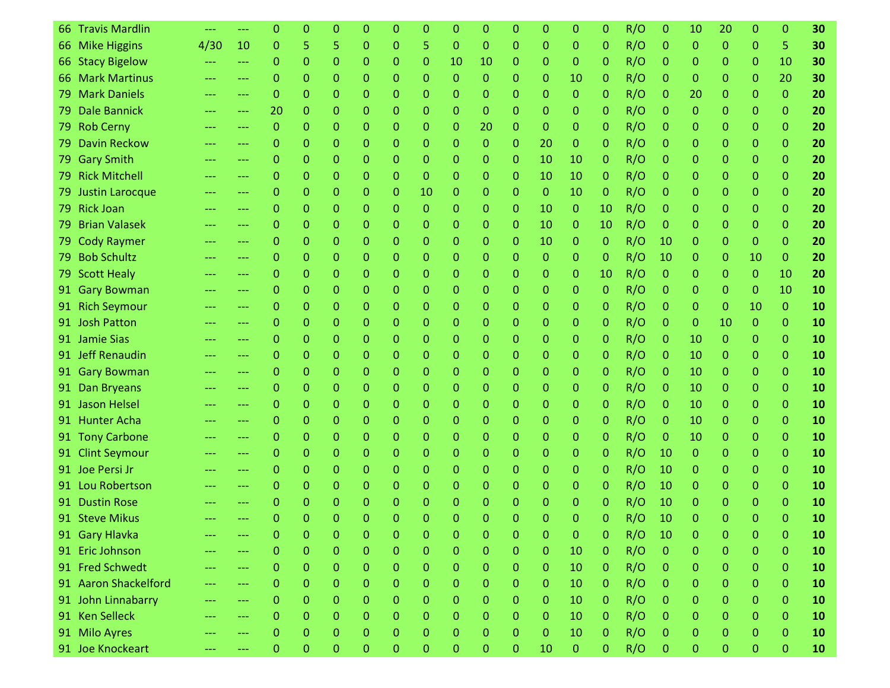| | | | | | | | | | | | | | | | | | | | | | | |
|---|---|---|---|---|---|---|---|---|---|---|---|---|---|---|---|---|---|---|---|---|---|---|
| 66 | Travis Mardlin | --- | --- | 0 | 0 | 0 | 0 | 0 | 0 | 0 | 0 | 0 | 0 | 0 | 0 | R/O | 0 | 10 | 20 | 0 | 0 | **30** |
| 66 | Mike Higgins | 4/30 | 10 | 0 | 5 | 5 | 0 | 0 | 5 | 0 | 0 | 0 | 0 | 0 | 0 | R/O | 0 | 0 | 0 | 0 | 5 | **30** |
| 66 | Stacy Bigelow | --- | --- | 0 | 0 | 0 | 0 | 0 | 0 | 10 | 10 | 0 | 0 | 0 | 0 | R/O | 0 | 0 | 0 | 0 | 10 | **30** |
| 66 | Mark Martinus | --- | --- | 0 | 0 | 0 | 0 | 0 | 0 | 0 | 0 | 0 | 0 | 10 | 0 | R/O | 0 | 0 | 0 | 0 | 20 | **30** |
| 79 | Mark Daniels | --- | --- | 0 | 0 | 0 | 0 | 0 | 0 | 0 | 0 | 0 | 0 | 0 | 0 | R/O | 0 | 20 | 0 | 0 | 0 | **20** |
| 79 | Dale Bannick | --- | --- | 20 | 0 | 0 | 0 | 0 | 0 | 0 | 0 | 0 | 0 | 0 | 0 | R/O | 0 | 0 | 0 | 0 | 0 | **20** |
| 79 | Rob Cerny | --- | --- | 0 | 0 | 0 | 0 | 0 | 0 | 0 | 20 | 0 | 0 | 0 | 0 | R/O | 0 | 0 | 0 | 0 | 0 | **20** |
| 79 | Davin Reckow | --- | --- | 0 | 0 | 0 | 0 | 0 | 0 | 0 | 0 | 0 | 20 | 0 | 0 | R/O | 0 | 0 | 0 | 0 | 0 | **20** |
| 79 | Gary Smith | --- | --- | 0 | 0 | 0 | 0 | 0 | 0 | 0 | 0 | 0 | 10 | 10 | 0 | R/O | 0 | 0 | 0 | 0 | 0 | **20** |
| 79 | Rick Mitchell | --- | --- | 0 | 0 | 0 | 0 | 0 | 0 | 0 | 0 | 0 | 10 | 10 | 0 | R/O | 0 | 0 | 0 | 0 | 0 | **20** |
| 79 | Justin Larocque | --- | --- | 0 | 0 | 0 | 0 | 0 | 10 | 0 | 0 | 0 | 0 | 10 | 0 | R/O | 0 | 0 | 0 | 0 | 0 | **20** |
| 79 | Rick Joan | --- | --- | 0 | 0 | 0 | 0 | 0 | 0 | 0 | 0 | 0 | 10 | 0 | 10 | R/O | 0 | 0 | 0 | 0 | 0 | **20** |
| 79 | Brian Valasek | --- | --- | 0 | 0 | 0 | 0 | 0 | 0 | 0 | 0 | 0 | 10 | 0 | 10 | R/O | 0 | 0 | 0 | 0 | 0 | **20** |
| 79 | Cody Raymer | --- | --- | 0 | 0 | 0 | 0 | 0 | 0 | 0 | 0 | 0 | 10 | 0 | 0 | R/O | 10 | 0 | 0 | 0 | 0 | **20** |
| 79 | Bob Schultz | --- | --- | 0 | 0 | 0 | 0 | 0 | 0 | 0 | 0 | 0 | 0 | 0 | 0 | R/O | 10 | 0 | 0 | 10 | 0 | **20** |
| 79 | Scott Healy | --- | --- | 0 | 0 | 0 | 0 | 0 | 0 | 0 | 0 | 0 | 0 | 0 | 10 | R/O | 0 | 0 | 0 | 0 | 10 | **20** |
| 91 | Gary Bowman | --- | --- | 0 | 0 | 0 | 0 | 0 | 0 | 0 | 0 | 0 | 0 | 0 | 0 | R/O | 0 | 0 | 0 | 0 | 10 | **10** |
| 91 | Rich Seymour | --- | --- | 0 | 0 | 0 | 0 | 0 | 0 | 0 | 0 | 0 | 0 | 0 | 0 | R/O | 0 | 0 | 0 | 10 | 0 | **10** |
| 91 | Josh Patton | --- | --- | 0 | 0 | 0 | 0 | 0 | 0 | 0 | 0 | 0 | 0 | 0 | 0 | R/O | 0 | 0 | 10 | 0 | 0 | **10** |
| 91 | Jamie Sias | --- | --- | 0 | 0 | 0 | 0 | 0 | 0 | 0 | 0 | 0 | 0 | 0 | 0 | R/O | 0 | 10 | 0 | 0 | 0 | **10** |
| 91 | Jeff Renaudin | --- | --- | 0 | 0 | 0 | 0 | 0 | 0 | 0 | 0 | 0 | 0 | 0 | 0 | R/O | 0 | 10 | 0 | 0 | 0 | **10** |
| 91 | Gary Bowman | --- | --- | 0 | 0 | 0 | 0 | 0 | 0 | 0 | 0 | 0 | 0 | 0 | 0 | R/O | 0 | 10 | 0 | 0 | 0 | **10** |
| 91 | Dan Bryeans | --- | --- | 0 | 0 | 0 | 0 | 0 | 0 | 0 | 0 | 0 | 0 | 0 | 0 | R/O | 0 | 10 | 0 | 0 | 0 | **10** |
| 91 | Jason Helsel | --- | --- | 0 | 0 | 0 | 0 | 0 | 0 | 0 | 0 | 0 | 0 | 0 | 0 | R/O | 0 | 10 | 0 | 0 | 0 | **10** |
| 91 | Hunter Acha | --- | --- | 0 | 0 | 0 | 0 | 0 | 0 | 0 | 0 | 0 | 0 | 0 | 0 | R/O | 0 | 10 | 0 | 0 | 0 | **10** |
| 91 | Tony Carbone | --- | --- | 0 | 0 | 0 | 0 | 0 | 0 | 0 | 0 | 0 | 0 | 0 | 0 | R/O | 0 | 10 | 0 | 0 | 0 | **10** |
| 91 | Clint Seymour | --- | --- | 0 | 0 | 0 | 0 | 0 | 0 | 0 | 0 | 0 | 0 | 0 | 0 | R/O | 10 | 0 | 0 | 0 | 0 | **10** |
| 91 | Joe Persi Jr | --- | --- | 0 | 0 | 0 | 0 | 0 | 0 | 0 | 0 | 0 | 0 | 0 | 0 | R/O | 10 | 0 | 0 | 0 | 0 | **10** |
| 91 | Lou Robertson | --- | --- | 0 | 0 | 0 | 0 | 0 | 0 | 0 | 0 | 0 | 0 | 0 | 0 | R/O | 10 | 0 | 0 | 0 | 0 | **10** |
| 91 | Dustin Rose | --- | --- | 0 | 0 | 0 | 0 | 0 | 0 | 0 | 0 | 0 | 0 | 0 | 0 | R/O | 10 | 0 | 0 | 0 | 0 | **10** |
| 91 | Steve Mikus | --- | --- | 0 | 0 | 0 | 0 | 0 | 0 | 0 | 0 | 0 | 0 | 0 | 0 | R/O | 10 | 0 | 0 | 0 | 0 | **10** |
| 91 | Gary Hlavka | --- | --- | 0 | 0 | 0 | 0 | 0 | 0 | 0 | 0 | 0 | 0 | 0 | 0 | R/O | 10 | 0 | 0 | 0 | 0 | **10** |
| 91 | Eric Johnson | --- | --- | 0 | 0 | 0 | 0 | 0 | 0 | 0 | 0 | 0 | 0 | 10 | 0 | R/O | 0 | 0 | 0 | 0 | 0 | **10** |
| 91 | Fred Schwedt | --- | --- | 0 | 0 | 0 | 0 | 0 | 0 | 0 | 0 | 0 | 0 | 10 | 0 | R/O | 0 | 0 | 0 | 0 | 0 | **10** |
| 91 | Aaron Shackelford | --- | --- | 0 | 0 | 0 | 0 | 0 | 0 | 0 | 0 | 0 | 0 | 10 | 0 | R/O | 0 | 0 | 0 | 0 | 0 | **10** |
| 91 | John Linnabarry | --- | --- | 0 | 0 | 0 | 0 | 0 | 0 | 0 | 0 | 0 | 0 | 10 | 0 | R/O | 0 | 0 | 0 | 0 | 0 | **10** |
| 91 | Ken Selleck | --- | --- | 0 | 0 | 0 | 0 | 0 | 0 | 0 | 0 | 0 | 0 | 10 | 0 | R/O | 0 | 0 | 0 | 0 | 0 | **10** |
| 91 | Milo Ayres | --- | --- | 0 | 0 | 0 | 0 | 0 | 0 | 0 | 0 | 0 | 0 | 10 | 0 | R/O | 0 | 0 | 0 | 0 | 0 | **10** |
| 91 | Joe Knockeart | --- | --- | 0 | 0 | 0 | 0 | 0 | 0 | 0 | 0 | 0 | 10 | 0 | 0 | R/O | 0 | 0 | 0 | 0 | 0 | **10** |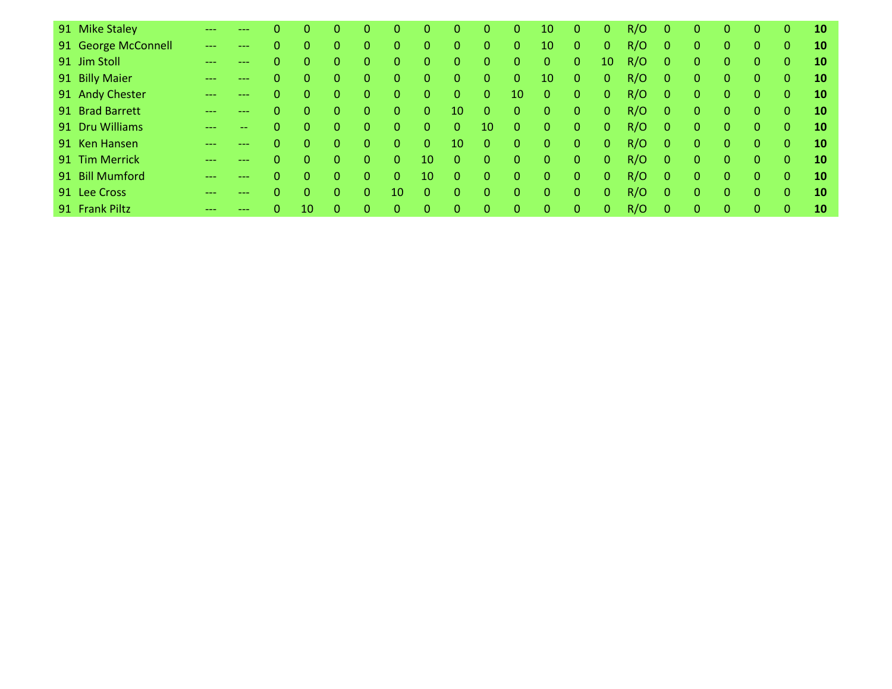| | | | | | | | | | | | | | | | | | | | | | | |
|---|---|---|---|---|---|---|---|---|---|---|---|---|---|---|---|---|---|---|---|---|---|---|
| 91 | Mike Staley | --- | --- | 0 | 0 | 0 | 0 | 0 | 0 | 0 | 0 | 0 | 10 | 0 | 0 | R/O | 0 | 0 | 0 | 0 | 0 | **10** |
| 91 | George McConnell | --- | --- | 0 | 0 | 0 | 0 | 0 | 0 | 0 | 0 | 0 | 10 | 0 | 0 | R/O | 0 | 0 | 0 | 0 | 0 | **10** |
| 91 | Jim Stoll | --- | --- | 0 | 0 | 0 | 0 | 0 | 0 | 0 | 0 | 0 | 0 | 0 | 10 | R/O | 0 | 0 | 0 | 0 | 0 | **10** |
| 91 | Billy Maier | --- | --- | 0 | 0 | 0 | 0 | 0 | 0 | 0 | 0 | 0 | 10 | 0 | 0 | R/O | 0 | 0 | 0 | 0 | 0 | **10** |
| 91 | Andy Chester | --- | --- | 0 | 0 | 0 | 0 | 0 | 0 | 0 | 0 | 10 | 0 | 0 | 0 | R/O | 0 | 0 | 0 | 0 | 0 | **10** |
| 91 | Brad Barrett | --- | --- | 0 | 0 | 0 | 0 | 0 | 0 | 10 | 0 | 0 | 0 | 0 | 0 | R/O | 0 | 0 | 0 | 0 | 0 | **10** |
| 91 | Dru Williams | --- | -- | 0 | 0 | 0 | 0 | 0 | 0 | 0 | 10 | 0 | 0 | 0 | 0 | R/O | 0 | 0 | 0 | 0 | 0 | **10** |
| 91 | Ken Hansen | --- | --- | 0 | 0 | 0 | 0 | 0 | 0 | 10 | 0 | 0 | 0 | 0 | 0 | R/O | 0 | 0 | 0 | 0 | 0 | **10** |
| 91 | Tim Merrick | --- | --- | 0 | 0 | 0 | 0 | 0 | 10 | 0 | 0 | 0 | 0 | 0 | 0 | R/O | 0 | 0 | 0 | 0 | 0 | **10** |
| 91 | Bill Mumford | --- | --- | 0 | 0 | 0 | 0 | 0 | 10 | 0 | 0 | 0 | 0 | 0 | 0 | R/O | 0 | 0 | 0 | 0 | 0 | **10** |
| 91 | Lee Cross | --- | --- | 0 | 0 | 0 | 0 | 10 | 0 | 0 | 0 | 0 | 0 | 0 | 0 | R/O | 0 | 0 | 0 | 0 | 0 | **10** |
| 91 | Frank Piltz | --- | --- | 0 | 10 | 0 | 0 | 0 | 0 | 0 | 0 | 0 | 0 | 0 | 0 | R/O | 0 | 0 | 0 | 0 | 0 | **10** |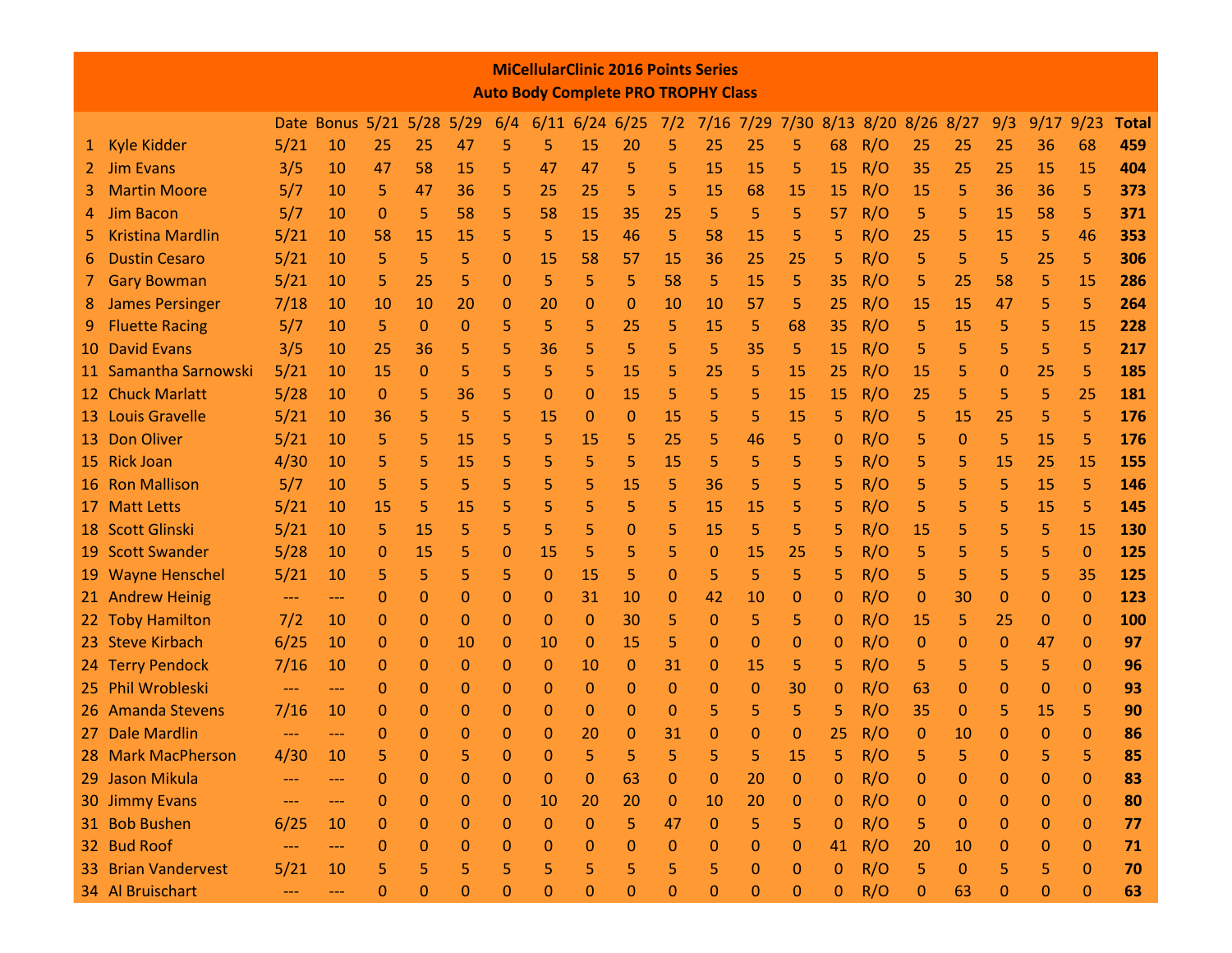**MiCellularClinic 2016 Points Series**
**Auto Body Complete PRO TROPHY Class**

| | | Date | Bonus | 5/21 | 5/28 | 5/29 | 6/4 | 6/11 | 6/24 | 6/25 | 7/2 | 7/16 | 7/29 | 7/30 | 8/13 | 8/20 | 8/26 | 8/27 | 9/3 | 9/17 | 9/23 | Total |
|---|---|---|---|---|---|---|---|---|---|---|---|---|---|---|---|---|---|---|---|---|---|---|
| 1 | Kyle Kidder | 5/21 | 10 | 25 | 25 | 47 | 5 | 5 | 15 | 20 | 5 | 25 | 25 | 5 | 68 | R/O | 25 | 25 | 25 | 36 | 68 | **459** |
| 2 | Jim Evans | 3/5 | 10 | 47 | 58 | 15 | 5 | 47 | 47 | 5 | 5 | 15 | 15 | 5 | 15 | R/O | 35 | 25 | 25 | 15 | 15 | **404** |
| 3 | Martin Moore | 5/7 | 10 | 5 | 47 | 36 | 5 | 25 | 25 | 5 | 5 | 15 | 68 | 15 | 15 | R/O | 15 | 5 | 36 | 36 | 5 | **373** |
| 4 | Jim Bacon | 5/7 | 10 | 0 | 5 | 58 | 5 | 58 | 15 | 35 | 25 | 5 | 5 | 5 | 57 | R/O | 5 | 5 | 15 | 58 | 5 | **371** |
| 5 | Kristina Mardlin | 5/21 | 10 | 58 | 15 | 15 | 5 | 5 | 15 | 46 | 5 | 58 | 15 | 5 | 5 | R/O | 25 | 5 | 15 | 5 | 46 | **353** |
| 6 | Dustin Cesaro | 5/21 | 10 | 5 | 5 | 5 | 0 | 15 | 58 | 57 | 15 | 36 | 25 | 25 | 5 | R/O | 5 | 5 | 5 | 25 | 5 | **306** |
| 7 | Gary Bowman | 5/21 | 10 | 5 | 25 | 5 | 0 | 5 | 5 | 5 | 58 | 5 | 15 | 5 | 35 | R/O | 5 | 25 | 58 | 5 | 15 | **286** |
| 8 | James Persinger | 7/18 | 10 | 10 | 10 | 20 | 0 | 20 | 0 | 0 | 10 | 10 | 57 | 5 | 25 | R/O | 15 | 15 | 47 | 5 | 5 | **264** |
| 9 | Fluette Racing | 5/7 | 10 | 5 | 0 | 0 | 5 | 5 | 5 | 25 | 5 | 15 | 5 | 68 | 35 | R/O | 5 | 15 | 5 | 5 | 15 | **228** |
| 10 | David Evans | 3/5 | 10 | 25 | 36 | 5 | 5 | 36 | 5 | 5 | 5 | 5 | 35 | 5 | 15 | R/O | 5 | 5 | 5 | 5 | 5 | **217** |
| 11 | Samantha Sarnowski | 5/21 | 10 | 15 | 0 | 5 | 5 | 5 | 5 | 15 | 5 | 25 | 5 | 15 | 25 | R/O | 15 | 5 | 0 | 25 | 5 | **185** |
| 12 | Chuck Marlatt | 5/28 | 10 | 0 | 5 | 36 | 5 | 0 | 0 | 15 | 5 | 5 | 5 | 15 | 15 | R/O | 25 | 5 | 5 | 5 | 25 | **181** |
| 13 | Louis Gravelle | 5/21 | 10 | 36 | 5 | 5 | 5 | 15 | 0 | 0 | 15 | 5 | 5 | 15 | 5 | R/O | 5 | 15 | 25 | 5 | 5 | **176** |
| 13 | Don Oliver | 5/21 | 10 | 5 | 5 | 15 | 5 | 5 | 15 | 5 | 25 | 5 | 46 | 5 | 0 | R/O | 5 | 0 | 5 | 15 | 5 | **176** |
| 15 | Rick Joan | 4/30 | 10 | 5 | 5 | 15 | 5 | 5 | 5 | 5 | 15 | 5 | 5 | 5 | 5 | R/O | 5 | 5 | 15 | 25 | 15 | **155** |
| 16 | Ron Mallison | 5/7 | 10 | 5 | 5 | 5 | 5 | 5 | 5 | 15 | 5 | 36 | 5 | 5 | 5 | R/O | 5 | 5 | 5 | 15 | 5 | **146** |
| 17 | Matt Letts | 5/21 | 10 | 15 | 5 | 15 | 5 | 5 | 5 | 5 | 5 | 15 | 15 | 5 | 5 | R/O | 5 | 5 | 5 | 15 | 5 | **145** |
| 18 | Scott Glinski | 5/21 | 10 | 5 | 15 | 5 | 5 | 5 | 5 | 0 | 5 | 15 | 5 | 5 | 5 | R/O | 15 | 5 | 5 | 5 | 15 | **130** |
| 19 | Scott Swander | 5/28 | 10 | 0 | 15 | 5 | 0 | 15 | 5 | 5 | 5 | 0 | 15 | 25 | 5 | R/O | 5 | 5 | 5 | 5 | 0 | **125** |
| 19 | Wayne Henschel | 5/21 | 10 | 5 | 5 | 5 | 5 | 0 | 15 | 5 | 0 | 5 | 5 | 5 | 5 | R/O | 5 | 5 | 5 | 5 | 35 | **125** |
| 21 | Andrew Heinig | --- | --- | 0 | 0 | 0 | 0 | 0 | 31 | 10 | 0 | 42 | 10 | 0 | 0 | R/O | 0 | 30 | 0 | 0 | 0 | **123** |
| 22 | Toby Hamilton | 7/2 | 10 | 0 | 0 | 0 | 0 | 0 | 0 | 30 | 5 | 0 | 5 | 5 | 0 | R/O | 15 | 5 | 25 | 0 | 0 | **100** |
| 23 | Steve Kirbach | 6/25 | 10 | 0 | 0 | 10 | 0 | 10 | 0 | 15 | 5 | 0 | 0 | 0 | 0 | R/O | 0 | 0 | 0 | 47 | 0 | **97** |
| 24 | Terry Pendock | 7/16 | 10 | 0 | 0 | 0 | 0 | 0 | 10 | 0 | 31 | 0 | 15 | 5 | 5 | R/O | 5 | 5 | 5 | 5 | 0 | **96** |
| 25 | Phil Wrobleski | --- | --- | 0 | 0 | 0 | 0 | 0 | 0 | 0 | 0 | 0 | 0 | 30 | 0 | R/O | 63 | 0 | 0 | 0 | 0 | **93** |
| 26 | Amanda Stevens | 7/16 | 10 | 0 | 0 | 0 | 0 | 0 | 0 | 0 | 0 | 5 | 5 | 5 | 5 | R/O | 35 | 0 | 5 | 15 | 5 | **90** |
| 27 | Dale Mardlin | --- | --- | 0 | 0 | 0 | 0 | 0 | 20 | 0 | 31 | 0 | 0 | 0 | 25 | R/O | 0 | 10 | 0 | 0 | 0 | **86** |
| 28 | Mark MacPherson | 4/30 | 10 | 5 | 0 | 5 | 0 | 0 | 5 | 5 | 5 | 5 | 5 | 15 | 5 | R/O | 5 | 5 | 0 | 5 | 5 | **85** |
| 29 | Jason Mikula | --- | --- | 0 | 0 | 0 | 0 | 0 | 0 | 63 | 0 | 0 | 20 | 0 | 0 | R/O | 0 | 0 | 0 | 0 | 0 | **83** |
| 30 | Jimmy Evans | --- | --- | 0 | 0 | 0 | 0 | 10 | 20 | 20 | 0 | 10 | 20 | 0 | 0 | R/O | 0 | 0 | 0 | 0 | 0 | **80** |
| 31 | Bob Bushen | 6/25 | 10 | 0 | 0 | 0 | 0 | 0 | 0 | 5 | 47 | 0 | 5 | 5 | 0 | R/O | 5 | 0 | 0 | 0 | 0 | **77** |
| 32 | Bud Roof | --- | --- | 0 | 0 | 0 | 0 | 0 | 0 | 0 | 0 | 0 | 0 | 0 | 41 | R/O | 20 | 10 | 0 | 0 | 0 | **71** |
| 33 | Brian Vandervest | 5/21 | 10 | 5 | 5 | 5 | 5 | 5 | 5 | 5 | 5 | 5 | 0 | 0 | 0 | R/O | 5 | 0 | 5 | 5 | 0 | **70** |
| 34 | Al Bruischart | --- | --- | 0 | 0 | 0 | 0 | 0 | 0 | 0 | 0 | 0 | 0 | 0 | 0 | R/O | 0 | 63 | 0 | 0 | 0 | **63** |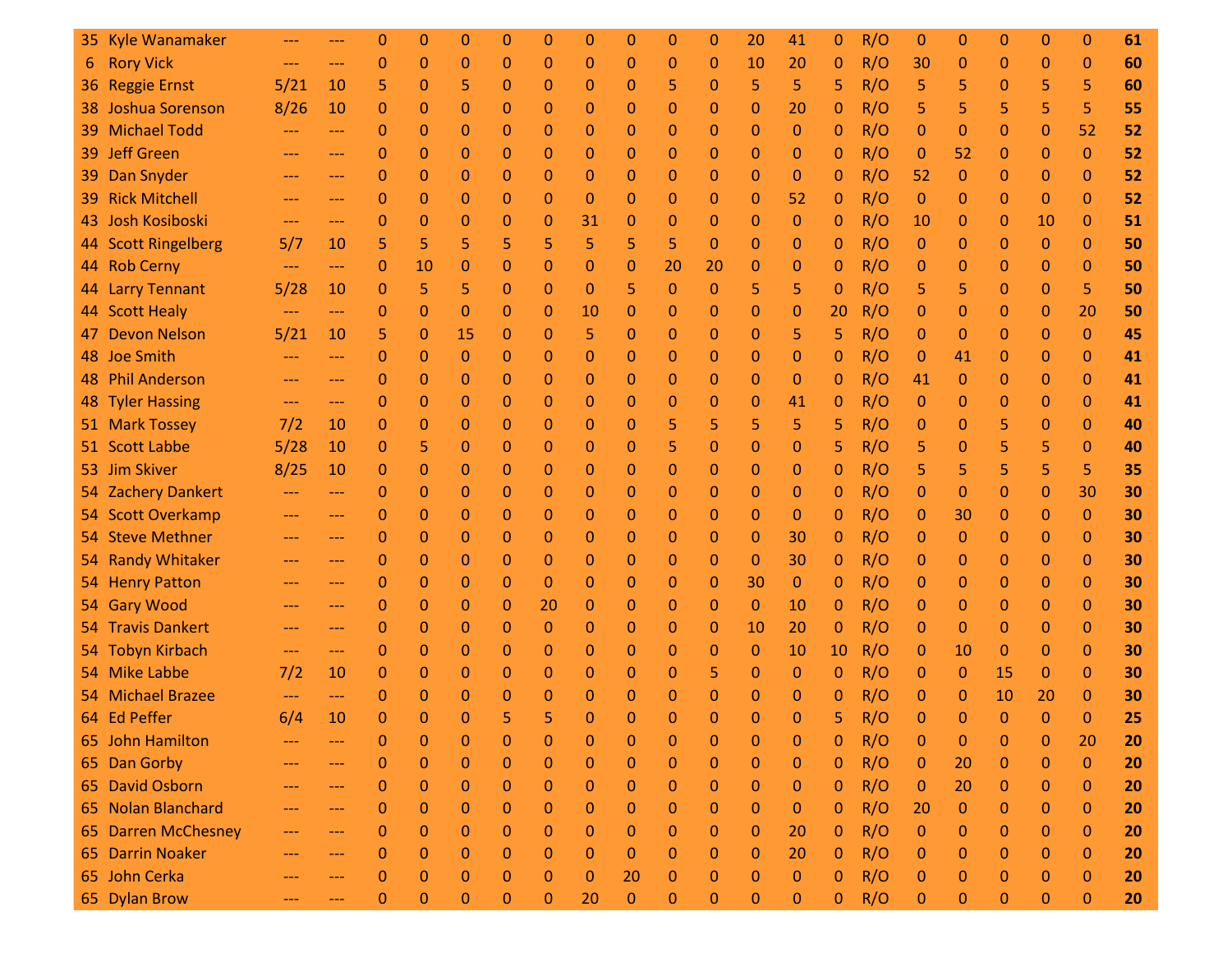| | | | | | | | | | | | | | | | | | | | | | | |
|---|---|---|---|---|---|---|---|---|---|---|---|---|---|---|---|---|---|---|---|---|---|---|
| 35 | Kyle Wanamaker | --- | --- | 0 | 0 | 0 | 0 | 0 | 0 | 0 | 0 | 0 | 20 | 41 | 0 | R/O | 0 | 0 | 0 | 0 | 0 | **61** |
| 6 | Rory Vick | --- | --- | 0 | 0 | 0 | 0 | 0 | 0 | 0 | 0 | 0 | 10 | 20 | 0 | R/O | 30 | 0 | 0 | 0 | 0 | **60** |
| 36 | Reggie Ernst | 5/21 | 10 | 5 | 0 | 5 | 0 | 0 | 0 | 0 | 5 | 0 | 5 | 5 | 5 | R/O | 5 | 5 | 0 | 5 | 5 | **60** |
| 38 | Joshua Sorenson | 8/26 | 10 | 0 | 0 | 0 | 0 | 0 | 0 | 0 | 0 | 0 | 0 | 20 | 0 | R/O | 5 | 5 | 5 | 5 | 5 | **55** |
| 39 | Michael Todd | --- | --- | 0 | 0 | 0 | 0 | 0 | 0 | 0 | 0 | 0 | 0 | 0 | 0 | R/O | 0 | 0 | 0 | 0 | 52 | **52** |
| 39 | Jeff Green | --- | --- | 0 | 0 | 0 | 0 | 0 | 0 | 0 | 0 | 0 | 0 | 0 | 0 | R/O | 0 | 52 | 0 | 0 | 0 | **52** |
| 39 | Dan Snyder | --- | --- | 0 | 0 | 0 | 0 | 0 | 0 | 0 | 0 | 0 | 0 | 0 | 0 | R/O | 52 | 0 | 0 | 0 | 0 | **52** |
| 39 | Rick Mitchell | --- | --- | 0 | 0 | 0 | 0 | 0 | 0 | 0 | 0 | 0 | 0 | 52 | 0 | R/O | 0 | 0 | 0 | 0 | 0 | **52** |
| 43 | Josh Kosiboski | --- | --- | 0 | 0 | 0 | 0 | 0 | 31 | 0 | 0 | 0 | 0 | 0 | 0 | R/O | 10 | 0 | 0 | 10 | 0 | **51** |
| 44 | Scott Ringelberg | 5/7 | 10 | 5 | 5 | 5 | 5 | 5 | 5 | 5 | 5 | 0 | 0 | 0 | 0 | R/O | 0 | 0 | 0 | 0 | 0 | **50** |
| 44 | Rob Cerny | --- | --- | 0 | 10 | 0 | 0 | 0 | 0 | 0 | 20 | 20 | 0 | 0 | 0 | R/O | 0 | 0 | 0 | 0 | 0 | **50** |
| 44 | Larry Tennant | 5/28 | 10 | 0 | 5 | 5 | 0 | 0 | 0 | 5 | 0 | 0 | 5 | 5 | 0 | R/O | 5 | 5 | 0 | 0 | 5 | **50** |
| 44 | Scott Healy | --- | --- | 0 | 0 | 0 | 0 | 0 | 10 | 0 | 0 | 0 | 0 | 0 | 20 | R/O | 0 | 0 | 0 | 0 | 20 | **50** |
| 47 | Devon Nelson | 5/21 | 10 | 5 | 0 | 15 | 0 | 0 | 5 | 0 | 0 | 0 | 0 | 5 | 5 | R/O | 0 | 0 | 0 | 0 | 0 | **45** |
| 48 | Joe Smith | --- | --- | 0 | 0 | 0 | 0 | 0 | 0 | 0 | 0 | 0 | 0 | 0 | 0 | R/O | 0 | 41 | 0 | 0 | 0 | **41** |
| 48 | Phil Anderson | --- | --- | 0 | 0 | 0 | 0 | 0 | 0 | 0 | 0 | 0 | 0 | 0 | 0 | R/O | 41 | 0 | 0 | 0 | 0 | **41** |
| 48 | Tyler Hassing | --- | --- | 0 | 0 | 0 | 0 | 0 | 0 | 0 | 0 | 0 | 0 | 41 | 0 | R/O | 0 | 0 | 0 | 0 | 0 | **41** |
| 51 | Mark Tossey | 7/2 | 10 | 0 | 0 | 0 | 0 | 0 | 0 | 0 | 5 | 5 | 5 | 5 | 5 | R/O | 0 | 0 | 5 | 0 | 0 | **40** |
| 51 | Scott Labbe | 5/28 | 10 | 0 | 5 | 0 | 0 | 0 | 0 | 0 | 5 | 0 | 0 | 0 | 5 | R/O | 5 | 0 | 5 | 5 | 0 | **40** |
| 53 | Jim Skiver | 8/25 | 10 | 0 | 0 | 0 | 0 | 0 | 0 | 0 | 0 | 0 | 0 | 0 | 0 | R/O | 5 | 5 | 5 | 5 | 5 | **35** |
| 54 | Zachery Dankert | --- | --- | 0 | 0 | 0 | 0 | 0 | 0 | 0 | 0 | 0 | 0 | 0 | 0 | R/O | 0 | 0 | 0 | 0 | 30 | **30** |
| 54 | Scott Overkamp | --- | --- | 0 | 0 | 0 | 0 | 0 | 0 | 0 | 0 | 0 | 0 | 0 | 0 | R/O | 0 | 30 | 0 | 0 | 0 | **30** |
| 54 | Steve Methner | --- | --- | 0 | 0 | 0 | 0 | 0 | 0 | 0 | 0 | 0 | 0 | 30 | 0 | R/O | 0 | 0 | 0 | 0 | 0 | **30** |
| 54 | Randy Whitaker | --- | --- | 0 | 0 | 0 | 0 | 0 | 0 | 0 | 0 | 0 | 0 | 30 | 0 | R/O | 0 | 0 | 0 | 0 | 0 | **30** |
| 54 | Henry Patton | --- | --- | 0 | 0 | 0 | 0 | 0 | 0 | 0 | 0 | 0 | 30 | 0 | 0 | R/O | 0 | 0 | 0 | 0 | 0 | **30** |
| 54 | Gary Wood | --- | --- | 0 | 0 | 0 | 0 | 20 | 0 | 0 | 0 | 0 | 0 | 10 | 0 | R/O | 0 | 0 | 0 | 0 | 0 | **30** |
| 54 | Travis Dankert | --- | --- | 0 | 0 | 0 | 0 | 0 | 0 | 0 | 0 | 0 | 10 | 20 | 0 | R/O | 0 | 0 | 0 | 0 | 0 | **30** |
| 54 | Tobyn Kirbach | --- | --- | 0 | 0 | 0 | 0 | 0 | 0 | 0 | 0 | 0 | 0 | 10 | 10 | R/O | 0 | 10 | 0 | 0 | 0 | **30** |
| 54 | Mike Labbe | 7/2 | 10 | 0 | 0 | 0 | 0 | 0 | 0 | 0 | 0 | 5 | 0 | 0 | 0 | R/O | 0 | 0 | 15 | 0 | 0 | **30** |
| 54 | Michael Brazee | --- | --- | 0 | 0 | 0 | 0 | 0 | 0 | 0 | 0 | 0 | 0 | 0 | 0 | R/O | 0 | 0 | 10 | 20 | 0 | **30** |
| 64 | Ed Peffer | 6/4 | 10 | 0 | 0 | 0 | 5 | 5 | 0 | 0 | 0 | 0 | 0 | 0 | 5 | R/O | 0 | 0 | 0 | 0 | 0 | **25** |
| 65 | John Hamilton | --- | --- | 0 | 0 | 0 | 0 | 0 | 0 | 0 | 0 | 0 | 0 | 0 | 0 | R/O | 0 | 0 | 0 | 0 | 20 | **20** |
| 65 | Dan Gorby | --- | --- | 0 | 0 | 0 | 0 | 0 | 0 | 0 | 0 | 0 | 0 | 0 | 0 | R/O | 0 | 20 | 0 | 0 | 0 | **20** |
| 65 | David Osborn | --- | --- | 0 | 0 | 0 | 0 | 0 | 0 | 0 | 0 | 0 | 0 | 0 | 0 | R/O | 0 | 20 | 0 | 0 | 0 | **20** |
| 65 | Nolan Blanchard | --- | --- | 0 | 0 | 0 | 0 | 0 | 0 | 0 | 0 | 0 | 0 | 0 | 0 | R/O | 20 | 0 | 0 | 0 | 0 | **20** |
| 65 | Darren McChesney | --- | --- | 0 | 0 | 0 | 0 | 0 | 0 | 0 | 0 | 0 | 0 | 20 | 0 | R/O | 0 | 0 | 0 | 0 | 0 | **20** |
| 65 | Darrin Noaker | --- | --- | 0 | 0 | 0 | 0 | 0 | 0 | 0 | 0 | 0 | 0 | 20 | 0 | R/O | 0 | 0 | 0 | 0 | 0 | **20** |
| 65 | John Cerka | --- | --- | 0 | 0 | 0 | 0 | 0 | 0 | 20 | 0 | 0 | 0 | 0 | 0 | R/O | 0 | 0 | 0 | 0 | 0 | **20** |
| 65 | Dylan Brow | --- | --- | 0 | 0 | 0 | 0 | 0 | 20 | 0 | 0 | 0 | 0 | 0 | 0 | R/O | 0 | 0 | 0 | 0 | 0 | **20** |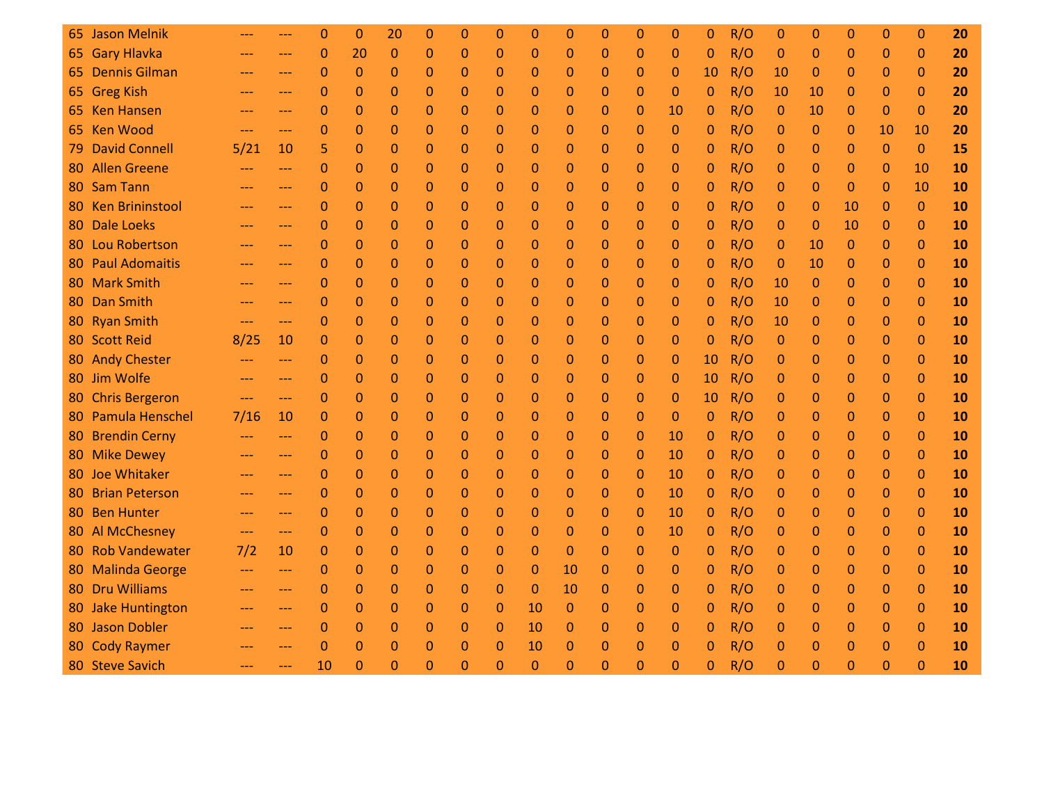| | | | | | | | | | | | | | | | | | | | | | | | |
|---|---|---|---|---|---|---|---|---|---|---|---|---|---|---|---|---|---|---|---|---|---|---|---|
| 65 | Jason Melnik | --- | --- | 0 | 0 | 20 | 0 | 0 | 0 | 0 | 0 | 0 | 0 | 0 | 0 | R/O | 0 | 0 | 0 | 0 | 0 | **20** |
| 65 | Gary Hlavka | --- | --- | 0 | 20 | 0 | 0 | 0 | 0 | 0 | 0 | 0 | 0 | 0 | 0 | R/O | 0 | 0 | 0 | 0 | 0 | **20** |
| 65 | Dennis Gilman | --- | --- | 0 | 0 | 0 | 0 | 0 | 0 | 0 | 0 | 0 | 0 | 0 | 10 | R/O | 10 | 0 | 0 | 0 | 0 | **20** |
| 65 | Greg Kish | --- | --- | 0 | 0 | 0 | 0 | 0 | 0 | 0 | 0 | 0 | 0 | 0 | 0 | R/O | 10 | 10 | 0 | 0 | 0 | **20** |
| 65 | Ken Hansen | --- | --- | 0 | 0 | 0 | 0 | 0 | 0 | 0 | 0 | 0 | 0 | 10 | 0 | R/O | 0 | 10 | 0 | 0 | 0 | **20** |
| 65 | Ken Wood | --- | --- | 0 | 0 | 0 | 0 | 0 | 0 | 0 | 0 | 0 | 0 | 0 | 0 | R/O | 0 | 0 | 0 | 10 | 10 | **20** |
| 79 | David Connell | 5/21 | 10 | 5 | 0 | 0 | 0 | 0 | 0 | 0 | 0 | 0 | 0 | 0 | 0 | R/O | 0 | 0 | 0 | 0 | 0 | **15** |
| 80 | Allen Greene | --- | --- | 0 | 0 | 0 | 0 | 0 | 0 | 0 | 0 | 0 | 0 | 0 | 0 | R/O | 0 | 0 | 0 | 0 | 10 | **10** |
| 80 | Sam Tann | --- | --- | 0 | 0 | 0 | 0 | 0 | 0 | 0 | 0 | 0 | 0 | 0 | 0 | R/O | 0 | 0 | 0 | 0 | 10 | **10** |
| 80 | Ken Brininstool | --- | --- | 0 | 0 | 0 | 0 | 0 | 0 | 0 | 0 | 0 | 0 | 0 | 0 | R/O | 0 | 0 | 10 | 0 | 0 | **10** |
| 80 | Dale Loeks | --- | --- | 0 | 0 | 0 | 0 | 0 | 0 | 0 | 0 | 0 | 0 | 0 | 0 | R/O | 0 | 0 | 10 | 0 | 0 | **10** |
| 80 | Lou Robertson | --- | --- | 0 | 0 | 0 | 0 | 0 | 0 | 0 | 0 | 0 | 0 | 0 | 0 | R/O | 0 | 10 | 0 | 0 | 0 | **10** |
| 80 | Paul Adomaitis | --- | --- | 0 | 0 | 0 | 0 | 0 | 0 | 0 | 0 | 0 | 0 | 0 | 0 | R/O | 0 | 10 | 0 | 0 | 0 | **10** |
| 80 | Mark Smith | --- | --- | 0 | 0 | 0 | 0 | 0 | 0 | 0 | 0 | 0 | 0 | 0 | 0 | R/O | 10 | 0 | 0 | 0 | 0 | **10** |
| 80 | Dan Smith | --- | --- | 0 | 0 | 0 | 0 | 0 | 0 | 0 | 0 | 0 | 0 | 0 | 0 | R/O | 10 | 0 | 0 | 0 | 0 | **10** |
| 80 | Ryan Smith | --- | --- | 0 | 0 | 0 | 0 | 0 | 0 | 0 | 0 | 0 | 0 | 0 | 0 | R/O | 10 | 0 | 0 | 0 | 0 | **10** |
| 80 | Scott Reid | 8/25 | 10 | 0 | 0 | 0 | 0 | 0 | 0 | 0 | 0 | 0 | 0 | 0 | 0 | R/O | 0 | 0 | 0 | 0 | 0 | **10** |
| 80 | Andy Chester | --- | --- | 0 | 0 | 0 | 0 | 0 | 0 | 0 | 0 | 0 | 0 | 0 | 10 | R/O | 0 | 0 | 0 | 0 | 0 | **10** |
| 80 | Jim Wolfe | --- | --- | 0 | 0 | 0 | 0 | 0 | 0 | 0 | 0 | 0 | 0 | 0 | 10 | R/O | 0 | 0 | 0 | 0 | 0 | **10** |
| 80 | Chris Bergeron | --- | --- | 0 | 0 | 0 | 0 | 0 | 0 | 0 | 0 | 0 | 0 | 0 | 10 | R/O | 0 | 0 | 0 | 0 | 0 | **10** |
| 80 | Pamula Henschel | 7/16 | 10 | 0 | 0 | 0 | 0 | 0 | 0 | 0 | 0 | 0 | 0 | 0 | 0 | R/O | 0 | 0 | 0 | 0 | 0 | **10** |
| 80 | Brendin Cerny | --- | --- | 0 | 0 | 0 | 0 | 0 | 0 | 0 | 0 | 0 | 0 | 10 | 0 | R/O | 0 | 0 | 0 | 0 | 0 | **10** |
| 80 | Mike Dewey | --- | --- | 0 | 0 | 0 | 0 | 0 | 0 | 0 | 0 | 0 | 0 | 10 | 0 | R/O | 0 | 0 | 0 | 0 | 0 | **10** |
| 80 | Joe Whitaker | --- | --- | 0 | 0 | 0 | 0 | 0 | 0 | 0 | 0 | 0 | 0 | 10 | 0 | R/O | 0 | 0 | 0 | 0 | 0 | **10** |
| 80 | Brian Peterson | --- | --- | 0 | 0 | 0 | 0 | 0 | 0 | 0 | 0 | 0 | 0 | 10 | 0 | R/O | 0 | 0 | 0 | 0 | 0 | **10** |
| 80 | Ben Hunter | --- | --- | 0 | 0 | 0 | 0 | 0 | 0 | 0 | 0 | 0 | 0 | 10 | 0 | R/O | 0 | 0 | 0 | 0 | 0 | **10** |
| 80 | Al McChesney | --- | --- | 0 | 0 | 0 | 0 | 0 | 0 | 0 | 0 | 0 | 0 | 10 | 0 | R/O | 0 | 0 | 0 | 0 | 0 | **10** |
| 80 | Rob Vandewater | 7/2 | 10 | 0 | 0 | 0 | 0 | 0 | 0 | 0 | 0 | 0 | 0 | 0 | 0 | R/O | 0 | 0 | 0 | 0 | 0 | **10** |
| 80 | Malinda George | --- | --- | 0 | 0 | 0 | 0 | 0 | 0 | 0 | 10 | 0 | 0 | 0 | 0 | R/O | 0 | 0 | 0 | 0 | 0 | **10** |
| 80 | Dru Williams | --- | --- | 0 | 0 | 0 | 0 | 0 | 0 | 0 | 10 | 0 | 0 | 0 | 0 | R/O | 0 | 0 | 0 | 0 | 0 | **10** |
| 80 | Jake Huntington | --- | --- | 0 | 0 | 0 | 0 | 0 | 0 | 10 | 0 | 0 | 0 | 0 | 0 | R/O | 0 | 0 | 0 | 0 | 0 | **10** |
| 80 | Jason Dobler | --- | --- | 0 | 0 | 0 | 0 | 0 | 0 | 10 | 0 | 0 | 0 | 0 | 0 | R/O | 0 | 0 | 0 | 0 | 0 | **10** |
| 80 | Cody Raymer | --- | --- | 0 | 0 | 0 | 0 | 0 | 0 | 10 | 0 | 0 | 0 | 0 | 0 | R/O | 0 | 0 | 0 | 0 | 0 | **10** |
| 80 | Steve Savich | --- | --- | 10 | 0 | 0 | 0 | 0 | 0 | 0 | 0 | 0 | 0 | 0 | 0 | R/O | 0 | 0 | 0 | 0 | 0 | **10** |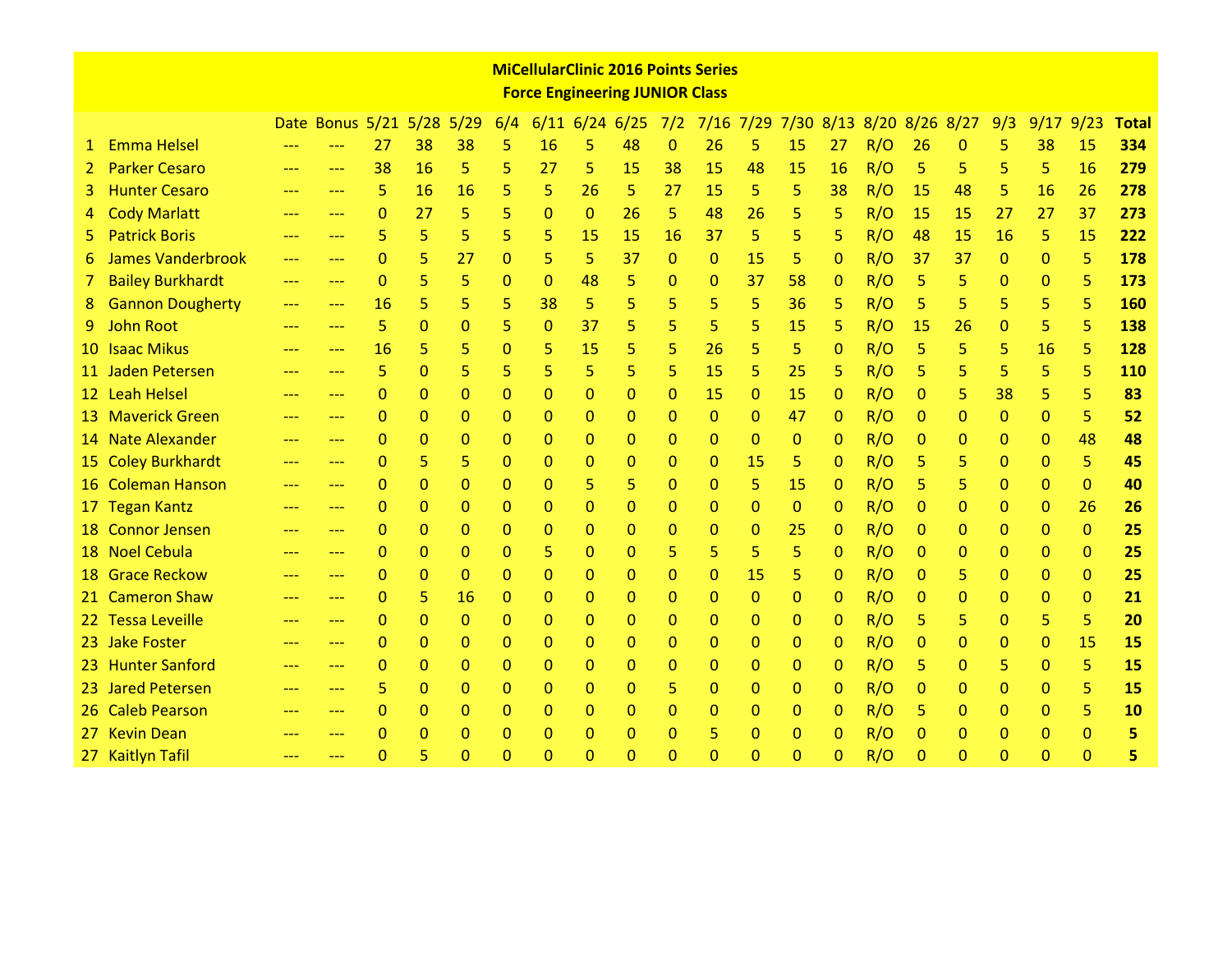**MiCellularClinic 2016 Points Series**
**Force Engineering JUNIOR Class**

| | | Date | Bonus | 5/21 | 5/28 | 5/29 | 6/4 | 6/11 | 6/24 | 6/25 | 7/2 | 7/16 | 7/29 | 7/30 | 8/13 | 8/20 | 8/26 | 8/27 | 9/3 | 9/17 | 9/23 | Total |
|---|---|---|---|---|---|---|---|---|---|---|---|---|---|---|---|---|---|---|---|---|---|---|
| 1 | Emma Helsel | --- | --- | 27 | 38 | 38 | 5 | 16 | 5 | 48 | 0 | 26 | 5 | 15 | 27 | R/O | 26 | 0 | 5 | 38 | 15 | **334** |
| 2 | Parker Cesaro | --- | --- | 38 | 16 | 5 | 5 | 27 | 5 | 15 | 38 | 15 | 48 | 15 | 16 | R/O | 5 | 5 | 5 | 5 | 16 | **279** |
| 3 | Hunter Cesaro | --- | --- | 5 | 16 | 16 | 5 | 5 | 26 | 5 | 27 | 15 | 5 | 5 | 38 | R/O | 15 | 48 | 5 | 16 | 26 | **278** |
| 4 | Cody Marlatt | --- | --- | 0 | 27 | 5 | 5 | 0 | 0 | 26 | 5 | 48 | 26 | 5 | 5 | R/O | 15 | 15 | 27 | 27 | 37 | **273** |
| 5 | Patrick Boris | --- | --- | 5 | 5 | 5 | 5 | 5 | 15 | 15 | 16 | 37 | 5 | 5 | 5 | R/O | 48 | 15 | 16 | 5 | 15 | **222** |
| 6 | James Vanderbrook | --- | --- | 0 | 5 | 27 | 0 | 5 | 5 | 37 | 0 | 0 | 15 | 5 | 0 | R/O | 37 | 37 | 0 | 0 | 5 | **178** |
| 7 | Bailey Burkhardt | --- | --- | 0 | 5 | 5 | 0 | 0 | 48 | 5 | 0 | 0 | 37 | 58 | 0 | R/O | 5 | 5 | 0 | 0 | 5 | **173** |
| 8 | Gannon Dougherty | --- | --- | 16 | 5 | 5 | 5 | 38 | 5 | 5 | 5 | 5 | 5 | 36 | 5 | R/O | 5 | 5 | 5 | 5 | 5 | **160** |
| 9 | John Root | --- | --- | 5 | 0 | 0 | 5 | 0 | 37 | 5 | 5 | 5 | 5 | 15 | 5 | R/O | 15 | 26 | 0 | 5 | 5 | **138** |
| 10 | Isaac Mikus | --- | --- | 16 | 5 | 5 | 0 | 5 | 15 | 5 | 5 | 26 | 5 | 5 | 0 | R/O | 5 | 5 | 5 | 16 | 5 | **128** |
| 11 | Jaden Petersen | --- | --- | 5 | 0 | 5 | 5 | 5 | 5 | 5 | 5 | 15 | 5 | 25 | 5 | R/O | 5 | 5 | 5 | 5 | 5 | **110** |
| 12 | Leah Helsel | --- | --- | 0 | 0 | 0 | 0 | 0 | 0 | 0 | 0 | 15 | 0 | 15 | 0 | R/O | 0 | 5 | 38 | 5 | 5 | **83** |
| 13 | Maverick Green | --- | --- | 0 | 0 | 0 | 0 | 0 | 0 | 0 | 0 | 0 | 0 | 47 | 0 | R/O | 0 | 0 | 0 | 0 | 5 | **52** |
| 14 | Nate Alexander | --- | --- | 0 | 0 | 0 | 0 | 0 | 0 | 0 | 0 | 0 | 0 | 0 | 0 | R/O | 0 | 0 | 0 | 0 | 48 | **48** |
| 15 | Coley Burkhardt | --- | --- | 0 | 5 | 5 | 0 | 0 | 0 | 0 | 0 | 0 | 15 | 5 | 0 | R/O | 5 | 5 | 0 | 0 | 5 | **45** |
| 16 | Coleman Hanson | --- | --- | 0 | 0 | 0 | 0 | 0 | 5 | 5 | 0 | 0 | 5 | 15 | 0 | R/O | 5 | 5 | 0 | 0 | 0 | **40** |
| 17 | Tegan Kantz | --- | --- | 0 | 0 | 0 | 0 | 0 | 0 | 0 | 0 | 0 | 0 | 0 | 0 | R/O | 0 | 0 | 0 | 0 | 26 | **26** |
| 18 | Connor Jensen | --- | --- | 0 | 0 | 0 | 0 | 0 | 0 | 0 | 0 | 0 | 0 | 25 | 0 | R/O | 0 | 0 | 0 | 0 | 0 | **25** |
| 18 | Noel Cebula | --- | --- | 0 | 0 | 0 | 0 | 5 | 0 | 0 | 5 | 5 | 5 | 5 | 0 | R/O | 0 | 0 | 0 | 0 | 0 | **25** |
| 18 | Grace Reckow | --- | --- | 0 | 0 | 0 | 0 | 0 | 0 | 0 | 0 | 0 | 15 | 5 | 0 | R/O | 0 | 5 | 0 | 0 | 0 | **25** |
| 21 | Cameron Shaw | --- | --- | 0 | 5 | 16 | 0 | 0 | 0 | 0 | 0 | 0 | 0 | 0 | 0 | R/O | 0 | 0 | 0 | 0 | 0 | **21** |
| 22 | Tessa Leveille | --- | --- | 0 | 0 | 0 | 0 | 0 | 0 | 0 | 0 | 0 | 0 | 0 | 0 | R/O | 5 | 5 | 0 | 5 | 5 | **20** |
| 23 | Jake Foster | --- | --- | 0 | 0 | 0 | 0 | 0 | 0 | 0 | 0 | 0 | 0 | 0 | 0 | R/O | 0 | 0 | 0 | 0 | 15 | **15** |
| 23 | Hunter Sanford | --- | --- | 0 | 0 | 0 | 0 | 0 | 0 | 0 | 0 | 0 | 0 | 0 | 0 | R/O | 5 | 0 | 5 | 0 | 5 | **15** |
| 23 | Jared Petersen | --- | --- | 5 | 0 | 0 | 0 | 0 | 0 | 0 | 5 | 0 | 0 | 0 | 0 | R/O | 0 | 0 | 0 | 0 | 5 | **15** |
| 26 | Caleb Pearson | --- | --- | 0 | 0 | 0 | 0 | 0 | 0 | 0 | 0 | 0 | 0 | 0 | 0 | R/O | 5 | 0 | 0 | 0 | 5 | **10** |
| 27 | Kevin Dean | --- | --- | 0 | 0 | 0 | 0 | 0 | 0 | 0 | 0 | 5 | 0 | 0 | 0 | R/O | 0 | 0 | 0 | 0 | 0 | **5** |
| 27 | Kaitlyn Tafil | --- | --- | 0 | 5 | 0 | 0 | 0 | 0 | 0 | 0 | 0 | 0 | 0 | 0 | R/O | 0 | 0 | 0 | 0 | 0 | **5** |